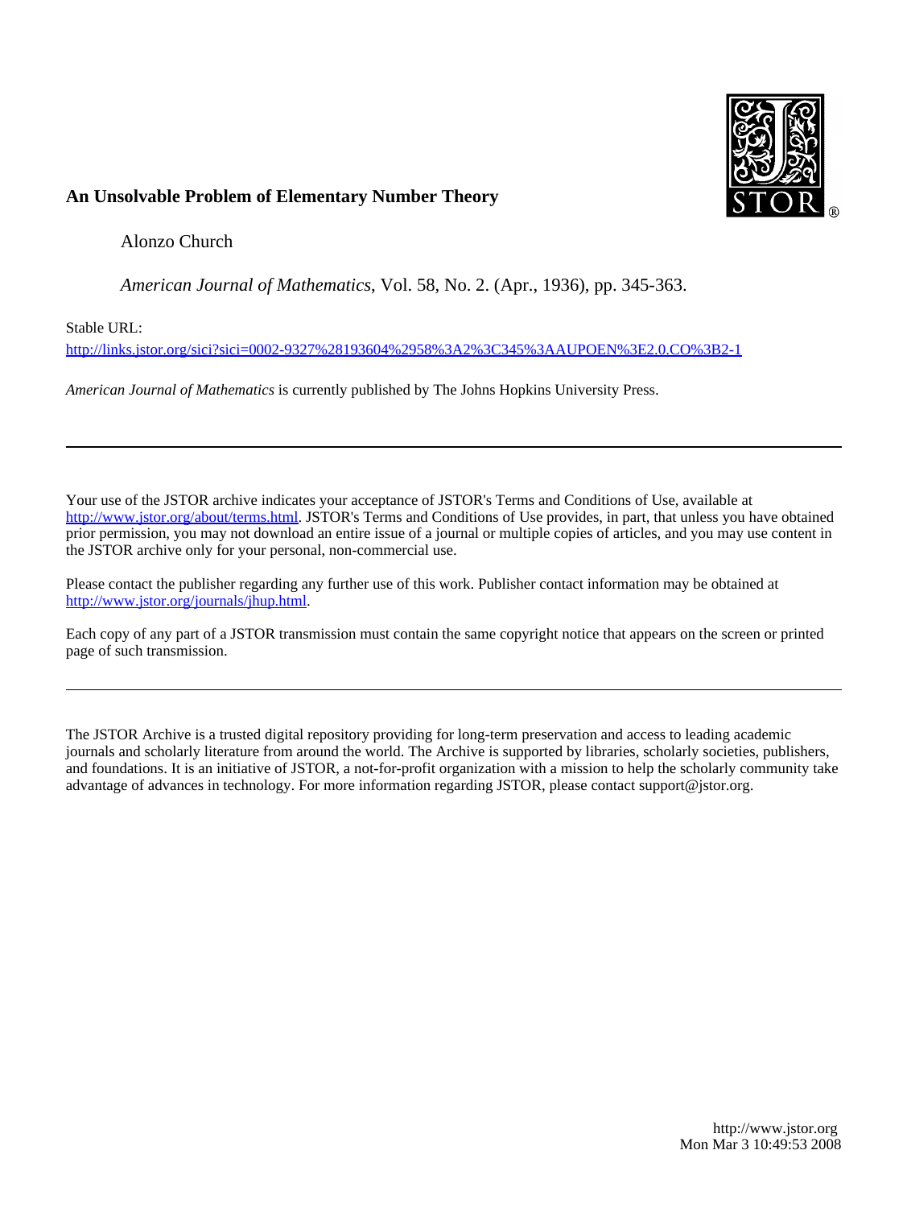**An Unsolvable Problem of Elementary Number Theory**

Alonzo Church

*American Journal of Mathematics*, Vol. 58, No. 2. (Apr., 1936), pp. 345-363.

Stable URL:

http://links.jstor.org/sici?sici=0002-9327%28193604%2958%3A2%3C345%3AAUPOEN%3E2.0.CO%3B2-1

*American Journal of Mathematics* is currently published by The Johns Hopkins University Press.

---

Your use of the JSTOR archive indicates your acceptance of JSTOR's Terms and Conditions of Use, available at http://www.jstor.org/about/terms.html. JSTOR's Terms and Conditions of Use provides, in part, that unless you have obtained prior permission, you may not download an entire issue of a journal or multiple copies of articles, and you may use content in the JSTOR archive only for your personal, non-commercial use.

Please contact the publisher regarding any further use of this work. Publisher contact information may be obtained at http://www.jstor.org/journals/jhup.html.

Each copy of any part of a JSTOR transmission must contain the same copyright notice that appears on the screen or printed page of such transmission.

---

The JSTOR Archive is a trusted digital repository providing for long-term preservation and access to leading academic journals and scholarly literature from around the world. The Archive is supported by libraries, scholarly societies, publishers, and foundations. It is an initiative of JSTOR, a not-for-profit organization with a mission to help the scholarly community take advantage of advances in technology. For more information regarding JSTOR, please contact support@jstor.org.

http://www.jstor.org
Mon Mar 3 10:49:53 2008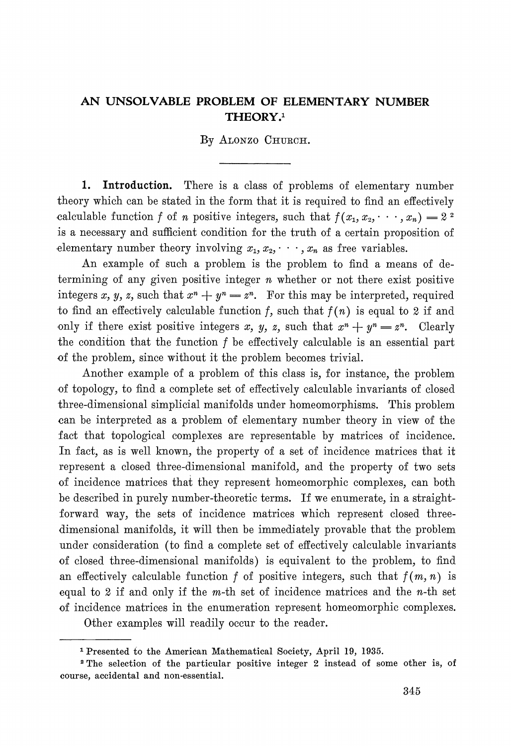# AN UNSOLVABLE PROBLEM OF ELEMENTARY NUMBER THEORY.[1]

By Alonzo Church.

**1. Introduction.** There is a class of problems of elementary number theory which can be stated in the form that it is required to find an effectively calculable function $f$ of $n$ positive integers, such that $f(x_1, x_2, \cdots, x_n) = 2$[2] is a necessary and sufficient condition for the truth of a certain proposition of elementary number theory involving $x_1, x_2, \cdots, x_n$ as free variables.

An example of such a problem is the problem to find a means of determining of any given positive integer $n$ whether or not there exist positive integers $x$, $y$, $z$, such that $x^n + y^n = z^n$. For this may be interpreted, required to find an effectively calculable function $f$, such that $f(n)$ is equal to 2 if and only if there exist positive integers $x$, $y$, $z$, such that $x^n + y^n = z^n$. Clearly the condition that the function $f$ be effectively calculable is an essential part of the problem, since without it the problem becomes trivial.

Another example of a problem of this class is, for instance, the problem of topology, to find a complete set of effectively calculable invariants of closed three-dimensional simplicial manifolds under homeomorphisms. This problem can be interpreted as a problem of elementary number theory in view of the fact that topological complexes are representable by matrices of incidence. In fact, as is well known, the property of a set of incidence matrices that it represent a closed three-dimensional manifold, and the property of two sets of incidence matrices that they represent homeomorphic complexes, can both be described in purely number-theoretic terms. If we enumerate, in a straightforward way, the sets of incidence matrices which represent closed three-dimensional manifolds, it will then be immediately provable that the problem under consideration (to find a complete set of effectively calculable invariants of closed three-dimensional manifolds) is equivalent to the problem, to find an effectively calculable function $f$ of positive integers, such that $f(m, n)$ is equal to 2 if and only if the $m$-th set of incidence matrices and the $n$-th set of incidence matrices in the enumeration represent homeomorphic complexes.

Other examples will readily occur to the reader.

---

[1] Presented to the American Mathematical Society, April 19, 1935.

[2] The selection of the particular positive integer 2 instead of some other is, of course, accidental and non-essential.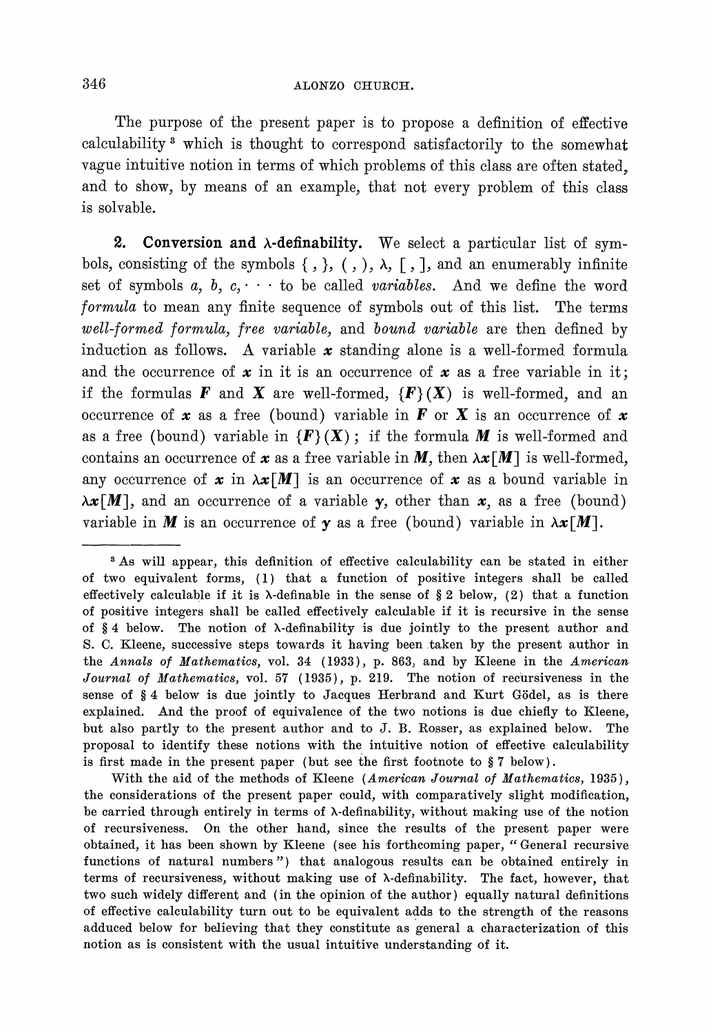The purpose of the present paper is to propose a definition of effective calculability[3] which is thought to correspond satisfactorily to the somewhat vague intuitive notion in terms of which problems of this class are often stated, and to show, by means of an example, that not every problem of this class is solvable.

**2. Conversion and λ-definability.** We select a particular list of symbols, consisting of the symbols { , }, ( , ), λ, [ , ], and an enumerably infinite set of symbols $a$, $b$, $c$, · · · to be called *variables*. And we define the word *formula* to mean any finite sequence of symbols out of this list. The terms *well-formed formula, free variable,* and *bound variable* are then defined by induction as follows. A variable $\boldsymbol{x}$ standing alone is a well-formed formula and the occurrence of $\boldsymbol{x}$ in it is an occurrence of $\boldsymbol{x}$ as a free variable in it; if the formulas $\boldsymbol{F}$ and $\boldsymbol{X}$ are well-formed, $\{\boldsymbol{F}\}(\boldsymbol{X})$ is well-formed, and an occurrence of $\boldsymbol{x}$ as a free (bound) variable in $\boldsymbol{F}$ or $\boldsymbol{X}$ is an occurrence of $\boldsymbol{x}$ as a free (bound) variable in $\{\boldsymbol{F}\}(\boldsymbol{X})$; if the formula $\boldsymbol{M}$ is well-formed and contains an occurrence of $\boldsymbol{x}$ as a free variable in $\boldsymbol{M}$, then $\lambda\boldsymbol{x}[\boldsymbol{M}]$ is well-formed, any occurrence of $\boldsymbol{x}$ in $\lambda\boldsymbol{x}[\boldsymbol{M}]$ is an occurrence of $\boldsymbol{x}$ as a bound variable in $\lambda\boldsymbol{x}[\boldsymbol{M}]$, and an occurrence of a variable $\boldsymbol{y}$, other than $\boldsymbol{x}$, as a free (bound) variable in $\boldsymbol{M}$ is an occurrence of $\boldsymbol{y}$ as a free (bound) variable in $\lambda\boldsymbol{x}[\boldsymbol{M}]$.

---

[3] As will appear, this definition of effective calculability can be stated in either of two equivalent forms, (1) that a function of positive integers shall be called effectively calculable if it is λ-definable in the sense of § 2 below, (2) that a function of positive integers shall be called effectively calculable if it is recursive in the sense of § 4 below. The notion of λ-definability is due jointly to the present author and S. C. Kleene, successive steps towards it having been taken by the present author in the *Annals of Mathematics*, vol. 34 (1933), p. 863, and by Kleene in the *American Journal of Mathematics*, vol. 57 (1935), p. 219. The notion of recursiveness in the sense of § 4 below is due jointly to Jacques Herbrand and Kurt Gödel, as is there explained. And the proof of equivalence of the two notions is due chiefly to Kleene, but also partly to the present author and to J. B. Rosser, as explained below. The proposal to identify these notions with the intuitive notion of effective calculability is first made in the present paper (but see the first footnote to § 7 below).

With the aid of the methods of Kleene (*American Journal of Mathematics*, 1935), the considerations of the present paper could, with comparatively slight modification, be carried through entirely in terms of λ-definability, without making use of the notion of recursiveness. On the other hand, since the results of the present paper were obtained, it has been shown by Kleene (see his forthcoming paper, "General recursive functions of natural numbers") that analogous results can be obtained entirely in terms of recursiveness, without making use of λ-definability. The fact, however, that two such widely different and (in the opinion of the author) equally natural definitions of effective calculability turn out to be equivalent adds to the strength of the reasons adduced below for believing that they constitute as general a characterization of this notion as is consistent with the usual intuitive understanding of it.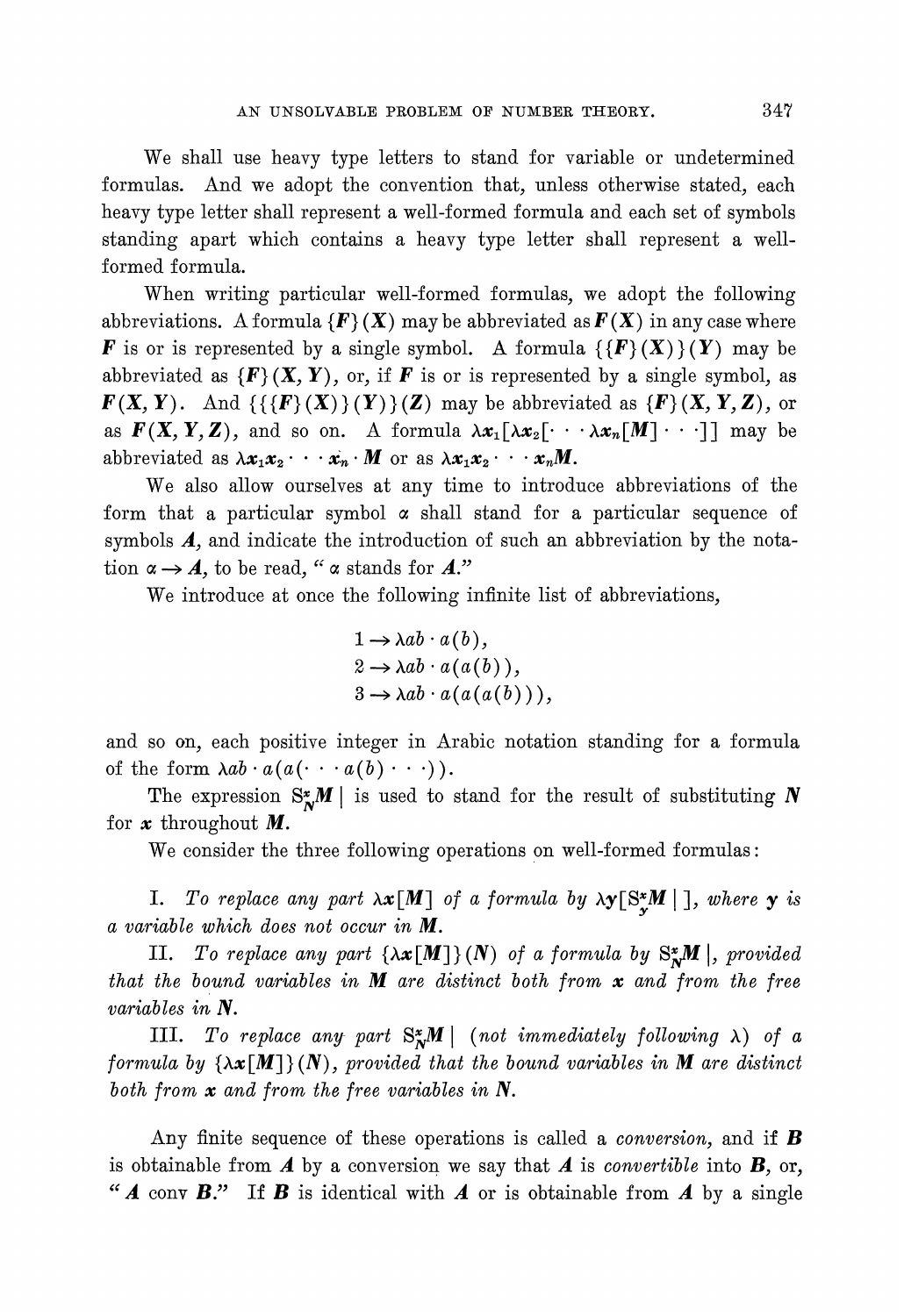We shall use heavy type letters to stand for variable or undetermined formulas. And we adopt the convention that, unless otherwise stated, each heavy type letter shall represent a well-formed formula and each set of symbols standing apart which contains a heavy type letter shall represent a well-formed formula.

When writing particular well-formed formulas, we adopt the following abbreviations. A formula $\{\mathbf{F}\}(\mathbf{X})$ may be abbreviated as $\mathbf{F}(\mathbf{X})$ in any case where $\mathbf{F}$ is or is represented by a single symbol. A formula $\{\{\mathbf{F}\}(\mathbf{X})\}(\mathbf{Y})$ may be abbreviated as $\{\mathbf{F}\}(\mathbf{X}, \mathbf{Y})$, or, if $\mathbf{F}$ is or is represented by a single symbol, as $\mathbf{F}(\mathbf{X}, \mathbf{Y})$. And $\{\{\{\mathbf{F}\}(\mathbf{X})\}(\mathbf{Y})\}(\mathbf{Z})$ may be abbreviated as $\{\mathbf{F}\}(\mathbf{X}, \mathbf{Y}, \mathbf{Z})$, or as $\mathbf{F}(\mathbf{X}, \mathbf{Y}, \mathbf{Z})$, and so on. A formula $\lambda \mathbf{x}_1[\lambda \mathbf{x}_2[\cdots \lambda \mathbf{x}_n[\mathbf{M}]\cdots]]$ may be abbreviated as $\lambda \mathbf{x}_1 \mathbf{x}_2 \cdots \mathbf{x}_n \cdot \mathbf{M}$ or as $\lambda \mathbf{x}_1 \mathbf{x}_2 \cdots \mathbf{x}_n \mathbf{M}$.

We also allow ourselves at any time to introduce abbreviations of the form that a particular symbol $\alpha$ shall stand for a particular sequence of symbols $\mathbf{A}$, and indicate the introduction of such an abbreviation by the notation $\alpha \rightarrow \mathbf{A}$, to be read, "$\alpha$ stands for $\mathbf{A}$."

We introduce at once the following infinite list of abbreviations,

$$1 \rightarrow \lambda ab \cdot a(b),$$
$$2 \rightarrow \lambda ab \cdot a(a(b)),$$
$$3 \rightarrow \lambda ab \cdot a(a(a(b))),$$

and so on, each positive integer in Arabic notation standing for a formula of the form $\lambda ab \cdot a(a(\cdots a(b) \cdots))$.

The expression $\mathrm{S}^{\mathbf{x}}_{\mathbf{N}}\mathbf{M}\,|$ is used to stand for the result of substituting $\mathbf{N}$ for $\mathbf{x}$ throughout $\mathbf{M}$.

We consider the three following operations on well-formed formulas:

I. *To replace any part* $\lambda \mathbf{x}[\mathbf{M}]$ *of a formula by* $\lambda \mathbf{y}[\mathrm{S}^{\mathbf{x}}_{\mathbf{y}}\mathbf{M}\,|\,]$, *where* $\mathbf{y}$ *is a variable which does not occur in* $\mathbf{M}$.

II. *To replace any part* $\{\lambda \mathbf{x}[\mathbf{M}]\}(\mathbf{N})$ *of a formula by* $\mathrm{S}^{\mathbf{x}}_{\mathbf{N}}\mathbf{M}\,|$, *provided that the bound variables in* $\mathbf{M}$ *are distinct both from* $\mathbf{x}$ *and from the free variables in* $\mathbf{N}$.

III. *To replace any part* $\mathrm{S}^{\mathbf{x}}_{\mathbf{N}}\mathbf{M}\,|$ *(not immediately following* $\lambda$*) of a formula by* $\{\lambda \mathbf{x}[\mathbf{M}]\}(\mathbf{N})$, *provided that the bound variables in* $\mathbf{M}$ *are distinct both from* $\mathbf{x}$ *and from the free variables in* $\mathbf{N}$.

Any finite sequence of these operations is called a *conversion*, and if $\mathbf{B}$ is obtainable from $\mathbf{A}$ by a conversion we say that $\mathbf{A}$ is *convertible* into $\mathbf{B}$, or, "$\mathbf{A}$ conv $\mathbf{B}$." If $\mathbf{B}$ is identical with $\mathbf{A}$ or is obtainable from $\mathbf{A}$ by a single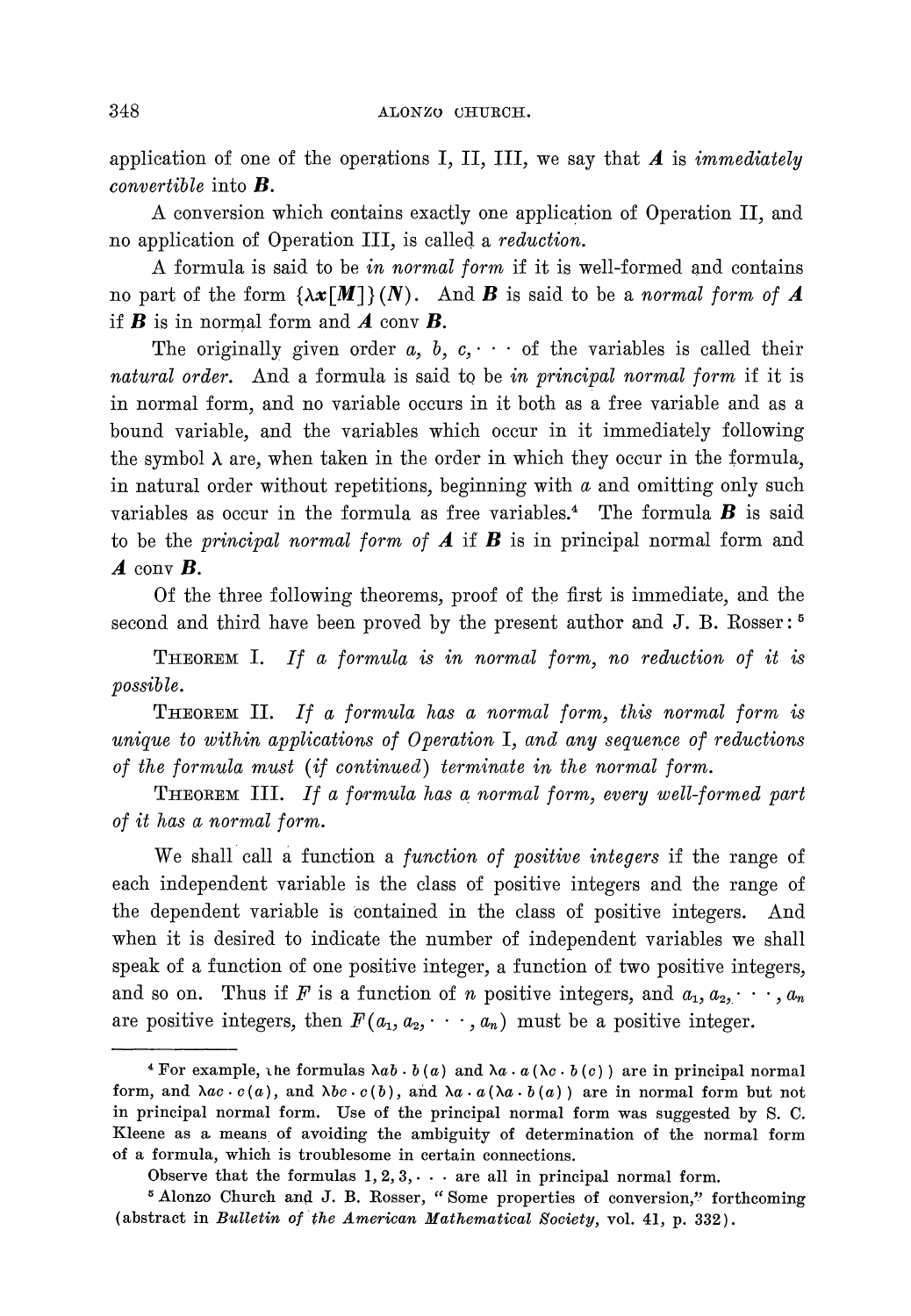application of one of the operations I, II, III, we say that $\boldsymbol{A}$ is *immediately convertible* into $\boldsymbol{B}$.

A conversion which contains exactly one application of Operation II, and no application of Operation III, is called a *reduction*.

A formula is said to be *in normal form* if it is well-formed and contains no part of the form $\{\lambda \boldsymbol{x}[\boldsymbol{M}]\}(\boldsymbol{N})$. And $\boldsymbol{B}$ is said to be a *normal form of* $\boldsymbol{A}$ if $\boldsymbol{B}$ is in normal form and $\boldsymbol{A}$ conv $\boldsymbol{B}$.

The originally given order $a, b, c, \cdots$ of the variables is called their *natural order*. And a formula is said to be *in principal normal form* if it is in normal form, and no variable occurs in it both as a free variable and as a bound variable, and the variables which occur in it immediately following the symbol $\lambda$ are, when taken in the order in which they occur in the formula, in natural order without repetitions, beginning with $a$ and omitting only such variables as occur in the formula as free variables.[4] The formula $\boldsymbol{B}$ is said to be the *principal normal form of* $\boldsymbol{A}$ if $\boldsymbol{B}$ is in principal normal form and $\boldsymbol{A}$ conv $\boldsymbol{B}$.

Of the three following theorems, proof of the first is immediate, and the second and third have been proved by the present author and J. B. Rosser:[5]

THEOREM I. *If a formula is in normal form, no reduction of it is possible.*

THEOREM II. *If a formula has a normal form, this normal form is unique to within applications of Operation I, and any sequence of reductions of the formula must (if continued) terminate in the normal form.*

THEOREM III. *If a formula has a normal form, every well-formed part of it has a normal form.*

We shall call a function a *function of positive integers* if the range of each independent variable is the class of positive integers and the range of the dependent variable is contained in the class of positive integers. And when it is desired to indicate the number of independent variables we shall speak of a function of one positive integer, a function of two positive integers, and so on. Thus if $F$ is a function of $n$ positive integers, and $a_1, a_2, \cdots, a_n$ are positive integers, then $F(a_1, a_2, \cdots, a_n)$ must be a positive integer.

---

[4] For example, the formulas $\lambda ab \cdot b(a)$ and $\lambda a \cdot a(\lambda c \cdot b(c))$ are in principal normal form, and $\lambda ac \cdot c(a)$, and $\lambda bc \cdot c(b)$, and $\lambda a \cdot a(\lambda a \cdot b(a))$ are in normal form but not in principal normal form. Use of the principal normal form was suggested by S. C. Kleene as a means of avoiding the ambiguity of determination of the normal form of a formula, which is troublesome in certain connections.

Observe that the formulas $1, 2, 3, \cdots$ are all in principal normal form.

[5] Alonzo Church and J. B. Rosser, "Some properties of conversion," forthcoming (abstract in *Bulletin of the American Mathematical Society*, vol. 41, p. 332).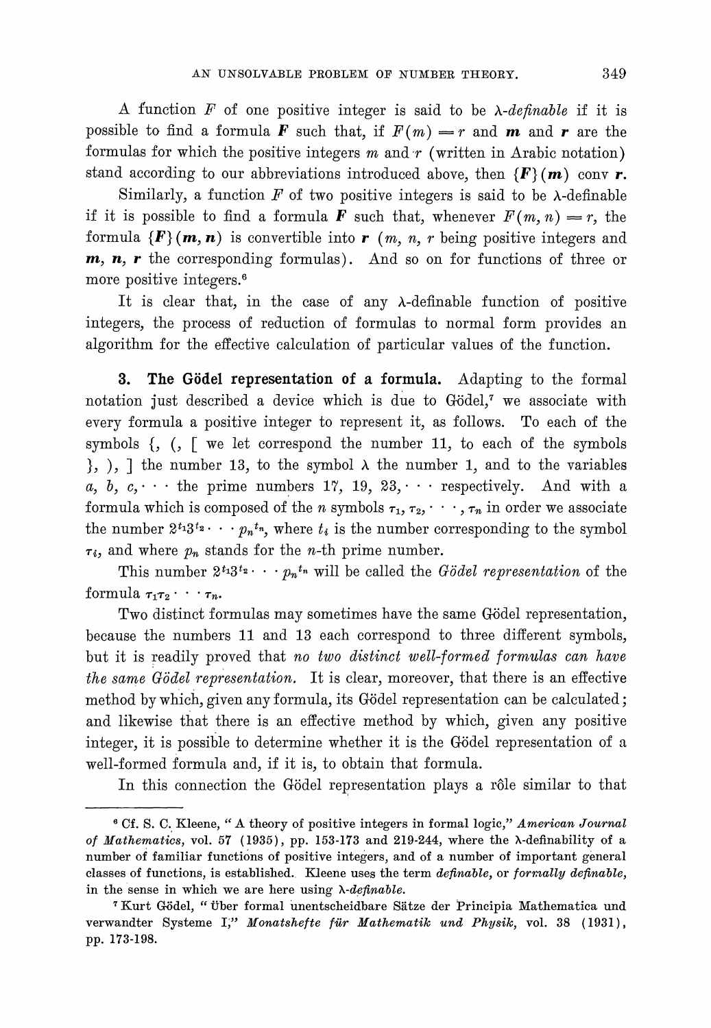A function $F$ of one positive integer is said to be *λ-definable* if it is possible to find a formula $\boldsymbol{F}$ such that, if $F(m) = r$ and $\boldsymbol{m}$ and $\boldsymbol{r}$ are the formulas for which the positive integers $m$ and $r$ (written in Arabic notation) stand according to our abbreviations introduced above, then $\{\boldsymbol{F}\}(\boldsymbol{m})$ conv $\boldsymbol{r}$.

Similarly, a function $F$ of two positive integers is said to be λ-definable if it is possible to find a formula $\boldsymbol{F}$ such that, whenever $F(m, n) = r$, the formula $\{\boldsymbol{F}\}(\boldsymbol{m}, \boldsymbol{n})$ is convertible into $\boldsymbol{r}$ ($m$, $n$, $r$ being positive integers and $\boldsymbol{m}$, $\boldsymbol{n}$, $\boldsymbol{r}$ the corresponding formulas). And so on for functions of three or more positive integers.[6]

It is clear that, in the case of any λ-definable function of positive integers, the process of reduction of formulas to normal form provides an algorithm for the effective calculation of particular values of the function.

**3. The Gödel representation of a formula.** Adapting to the formal notation just described a device which is due to Gödel,[7] we associate with every formula a positive integer to represent it, as follows. To each of the symbols {, (, [ we let correspond the number 11, to each of the symbols }, ), ] the number 13, to the symbol λ the number 1, and to the variables $a$, $b$, $c$, $\cdots$ the prime numbers 17, 19, 23, $\cdots$ respectively. And with a formula which is composed of the $n$ symbols $\tau_1, \tau_2, \cdots, \tau_n$ in order we associate the number $2^{t_1}3^{t_2} \cdots p_n{}^{t_n}$, where $t_i$ is the number corresponding to the symbol $\tau_i$, and where $p_n$ stands for the $n$-th prime number.

This number $2^{t_1}3^{t_2} \cdots p_n{}^{t_n}$ will be called the *Gödel representation* of the formula $\tau_1\tau_2 \cdots \tau_n$.

Two distinct formulas may sometimes have the same Gödel representation, because the numbers 11 and 13 each correspond to three different symbols, but it is readily proved that *no two distinct well-formed formulas can have the same Gödel representation.* It is clear, moreover, that there is an effective method by which, given any formula, its Gödel representation can be calculated; and likewise that there is an effective method by which, given any positive integer, it is possible to determine whether it is the Gödel representation of a well-formed formula and, if it is, to obtain that formula.

In this connection the Gödel representation plays a rôle similar to that

---

[6] Cf. S. C. Kleene, "A theory of positive integers in formal logic," *American Journal of Mathematics*, vol. 57 (1935), pp. 153-173 and 219-244, where the λ-definability of a number of familiar functions of positive integers, and of a number of important general classes of functions, is established. Kleene uses the term *definable*, or *formally definable*, in the sense in which we are here using *λ-definable*.

[7] Kurt Gödel, "Über formal unentscheidbare Sätze der Principia Mathematica und verwandter Systeme I," *Monatshefte für Mathematik und Physik*, vol. 38 (1931), pp. 173-198.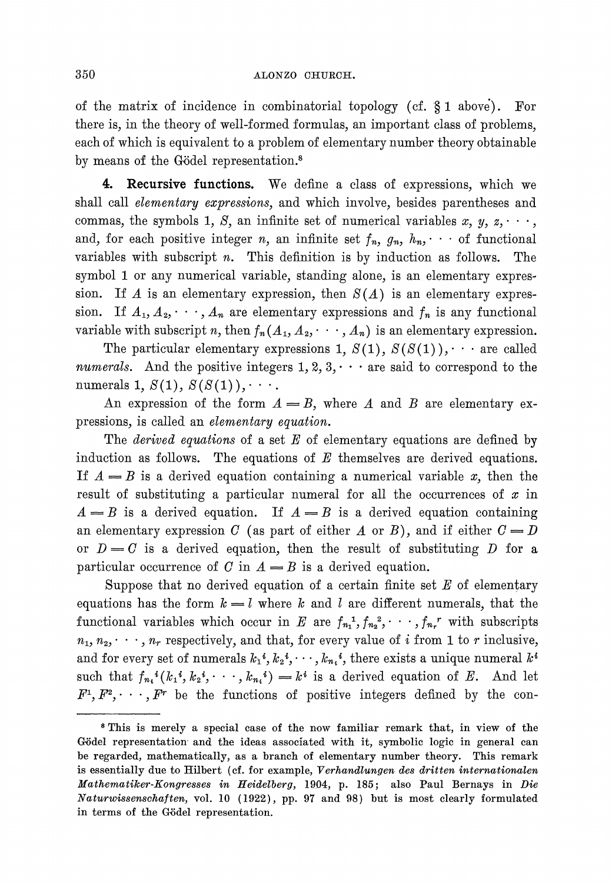of the matrix of incidence in combinatorial topology (cf. § 1 above). For there is, in the theory of well-formed formulas, an important class of problems, each of which is equivalent to a problem of elementary number theory obtainable by means of the Gödel representation.[8]

**4. Recursive functions.** We define a class of expressions, which we shall call *elementary expressions*, and which involve, besides parentheses and commas, the symbols 1, $S$, an infinite set of numerical variables $x, y, z, \cdots$, and, for each positive integer $n$, an infinite set $f_n, g_n, h_n, \cdots$ of functional variables with subscript $n$. This definition is by induction as follows. The symbol 1 or any numerical variable, standing alone, is an elementary expression. If $A$ is an elementary expression, then $S(A)$ is an elementary expression. If $A_1, A_2, \cdots, A_n$ are elementary expressions and $f_n$ is any functional variable with subscript $n$, then $f_n(A_1, A_2, \cdots, A_n)$ is an elementary expression.

The particular elementary expressions $1, S(1), S(S(1)), \cdots$ are called *numerals*. And the positive integers $1, 2, 3, \cdots$ are said to correspond to the numerals $1, S(1), S(S(1)), \cdots$.

An expression of the form $A = B$, where $A$ and $B$ are elementary expressions, is called an *elementary equation*.

The *derived equations* of a set $E$ of elementary equations are defined by induction as follows. The equations of $E$ themselves are derived equations. If $A = B$ is a derived equation containing a numerical variable $x$, then the result of substituting a particular numeral for all the occurrences of $x$ in $A = B$ is a derived equation. If $A = B$ is a derived equation containing an elementary expression $C$ (as part of either $A$ or $B$), and if either $C = D$ or $D = C$ is a derived equation, then the result of substituting $D$ for a particular occurrence of $C$ in $A = B$ is a derived equation.

Suppose that no derived equation of a certain finite set $E$ of elementary equations has the form $k = l$ where $k$ and $l$ are different numerals, that the functional variables which occur in $E$ are $f_{n_1}^1, f_{n_2}^2, \cdots, f_{n_r}^r$ with subscripts $n_1, n_2, \cdots, n_r$ respectively, and that, for every value of $i$ from 1 to $r$ inclusive, and for every set of numerals $k_1^i, k_2^i, \cdots, k_{n_i}^i$, there exists a unique numeral $k^i$ such that $f_{n_i}^i(k_1^i, k_2^i, \cdots, k_{n_i}^i) = k^i$ is a derived equation of $E$. And let $F^1, F^2, \cdots, F^r$ be the functions of positive integers defined by the con-

[8] This is merely a special case of the now familiar remark that, in view of the Gödel representation and the ideas associated with it, symbolic logic in general can be regarded, mathematically, as a branch of elementary number theory. This remark is essentially due to Hilbert (cf. for example, *Verhandlungen des dritten internationalen Mathematiker-Kongresses in Heidelberg*, 1904, p. 185; also Paul Bernays in *Die Naturwissenschaften*, vol. 10 (1922), pp. 97 and 98) but is most clearly formulated in terms of the Gödel representation.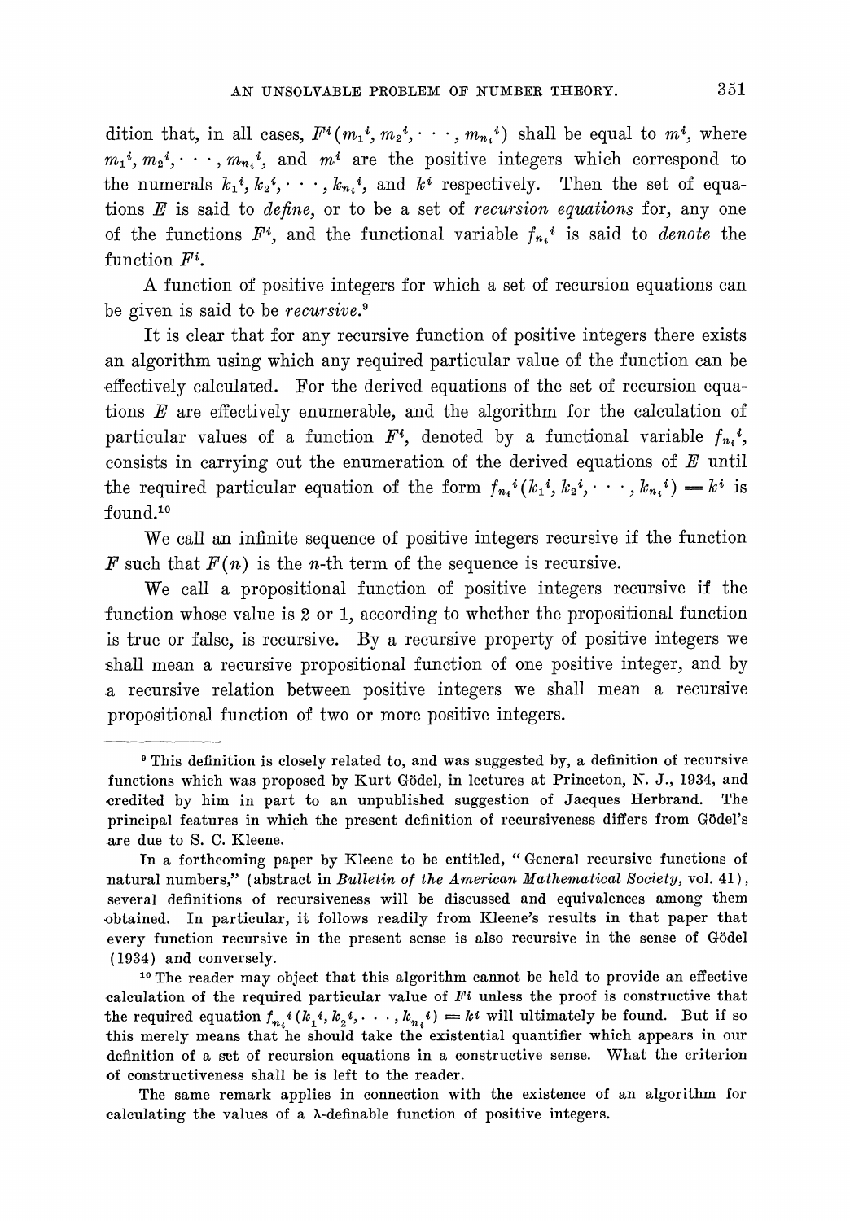dition that, in all cases, $F^i(m_1{}^i, m_2{}^i, \cdots, m_{n_i}{}^i)$ shall be equal to $m^i$, where $m_1{}^i, m_2{}^i, \cdots, m_{n_i}{}^i$, and $m^i$ are the positive integers which correspond to the numerals $k_1{}^i, k_2{}^i, \cdots, k_{n_i}{}^i$, and $k^i$ respectively. Then the set of equations $E$ is said to *define*, or to be a set of *recursion equations* for, any one of the functions $F^i$, and the functional variable $f_{n_i}{}^i$ is said to *denote* the function $F^i$.

A function of positive integers for which a set of recursion equations can be given is said to be *recursive*.[9]

It is clear that for any recursive function of positive integers there exists an algorithm using which any required particular value of the function can be effectively calculated. For the derived equations of the set of recursion equations $E$ are effectively enumerable, and the algorithm for the calculation of particular values of a function $F^i$, denoted by a functional variable $f_{n_i}{}^i$, consists in carrying out the enumeration of the derived equations of $E$ until the required particular equation of the form $f_{n_i}{}^i(k_1{}^i, k_2{}^i, \cdots, k_{n_i}{}^i) = k^i$ is found.[10]

We call an infinite sequence of positive integers recursive if the function $F$ such that $F(n)$ is the $n$-th term of the sequence is recursive.

We call a propositional function of positive integers recursive if the function whose value is 2 or 1, according to whether the propositional function is true or false, is recursive. By a recursive property of positive integers we shall mean a recursive propositional function of one positive integer, and by a recursive relation between positive integers we shall mean a recursive propositional function of two or more positive integers.

---

[9] This definition is closely related to, and was suggested by, a definition of recursive functions which was proposed by Kurt Gödel, in lectures at Princeton, N. J., 1934, and credited by him in part to an unpublished suggestion of Jacques Herbrand. The principal features in which the present definition of recursiveness differs from Gödel's are due to S. C. Kleene.

In a forthcoming paper by Kleene to be entitled, "General recursive functions of natural numbers," (abstract in *Bulletin of the American Mathematical Society*, vol. 41), several definitions of recursiveness will be discussed and equivalences among them obtained. In particular, it follows readily from Kleene's results in that paper that every function recursive in the present sense is also recursive in the sense of Gödel (1934) and conversely.

[10] The reader may object that this algorithm cannot be held to provide an effective calculation of the required particular value of $F^i$ unless the proof is constructive that the required equation $f_{n_i}{}^i(k_1{}^i, k_2{}^i, \cdots, k_{n_i}{}^i) = k^i$ will ultimately be found. But if so this merely means that he should take the existential quantifier which appears in our definition of a set of recursion equations in a constructive sense. What the criterion of constructiveness shall be is left to the reader.

The same remark applies in connection with the existence of an algorithm for calculating the values of a λ-definable function of positive integers.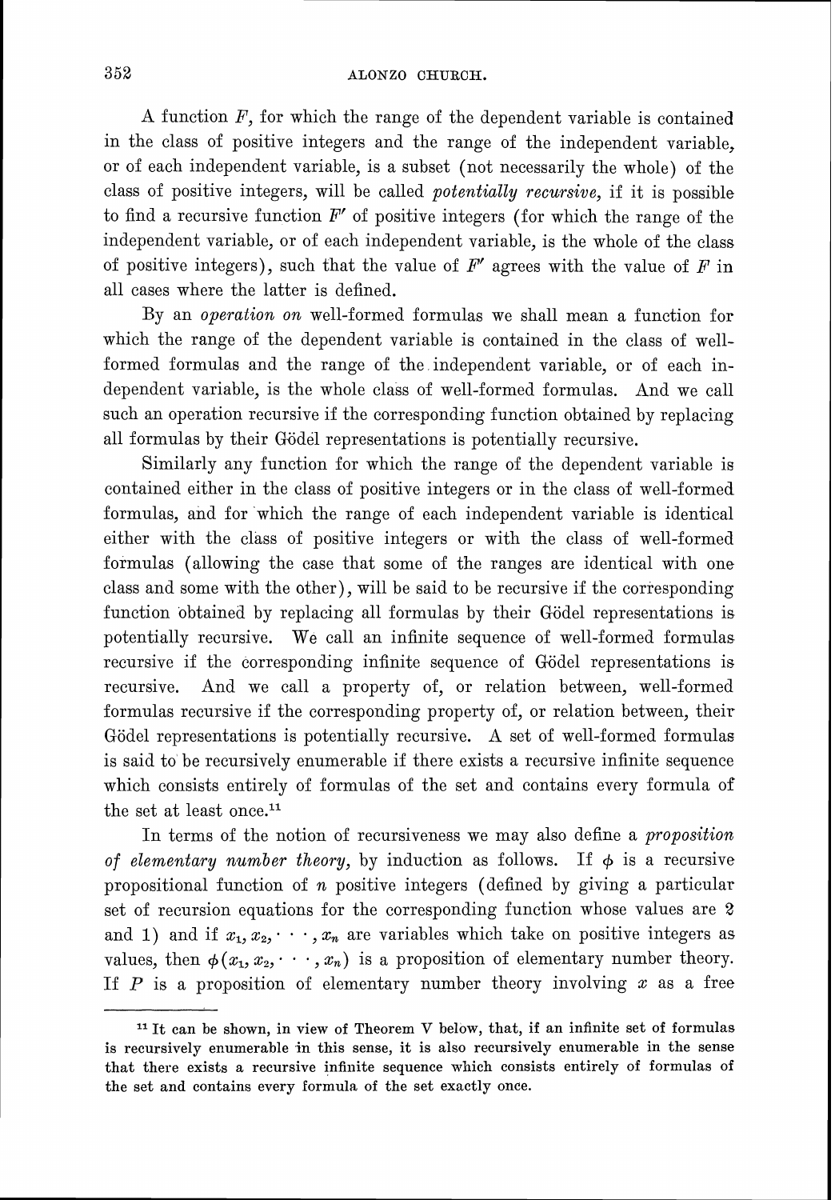A function $F$, for which the range of the dependent variable is contained in the class of positive integers and the range of the independent variable, or of each independent variable, is a subset (not necessarily the whole) of the class of positive integers, will be called *potentially recursive*, if it is possible to find a recursive function $F'$ of positive integers (for which the range of the independent variable, or of each independent variable, is the whole of the class of positive integers), such that the value of $F'$ agrees with the value of $F$ in all cases where the latter is defined.

By an *operation on* well-formed formulas we shall mean a function for which the range of the dependent variable is contained in the class of well-formed formulas and the range of the independent variable, or of each independent variable, is the whole class of well-formed formulas. And we call such an operation recursive if the corresponding function obtained by replacing all formulas by their Gödel representations is potentially recursive.

Similarly any function for which the range of the dependent variable is contained either in the class of positive integers or in the class of well-formed formulas, and for which the range of each independent variable is identical either with the class of positive integers or with the class of well-formed formulas (allowing the case that some of the ranges are identical with one class and some with the other), will be said to be recursive if the corresponding function obtained by replacing all formulas by their Gödel representations is potentially recursive. We call an infinite sequence of well-formed formulas recursive if the corresponding infinite sequence of Gödel representations is recursive. And we call a property of, or relation between, well-formed formulas recursive if the corresponding property of, or relation between, their Gödel representations is potentially recursive. A set of well-formed formulas is said to be recursively enumerable if there exists a recursive infinite sequence which consists entirely of formulas of the set and contains every formula of the set at least once.[11]

In terms of the notion of recursiveness we may also define a *proposition of elementary number theory*, by induction as follows. If $\phi$ is a recursive propositional function of $n$ positive integers (defined by giving a particular set of recursion equations for the corresponding function whose values are 2 and 1) and if $x_1, x_2, \cdots, x_n$ are variables which take on positive integers as values, then $\phi(x_1, x_2, \cdots, x_n)$ is a proposition of elementary number theory. If $P$ is a proposition of elementary number theory involving $x$ as a free

[11] It can be shown, in view of Theorem V below, that, if an infinite set of formulas is recursively enumerable in this sense, it is also recursively enumerable in the sense that there exists a recursive infinite sequence which consists entirely of formulas of the set and contains every formula of the set exactly once.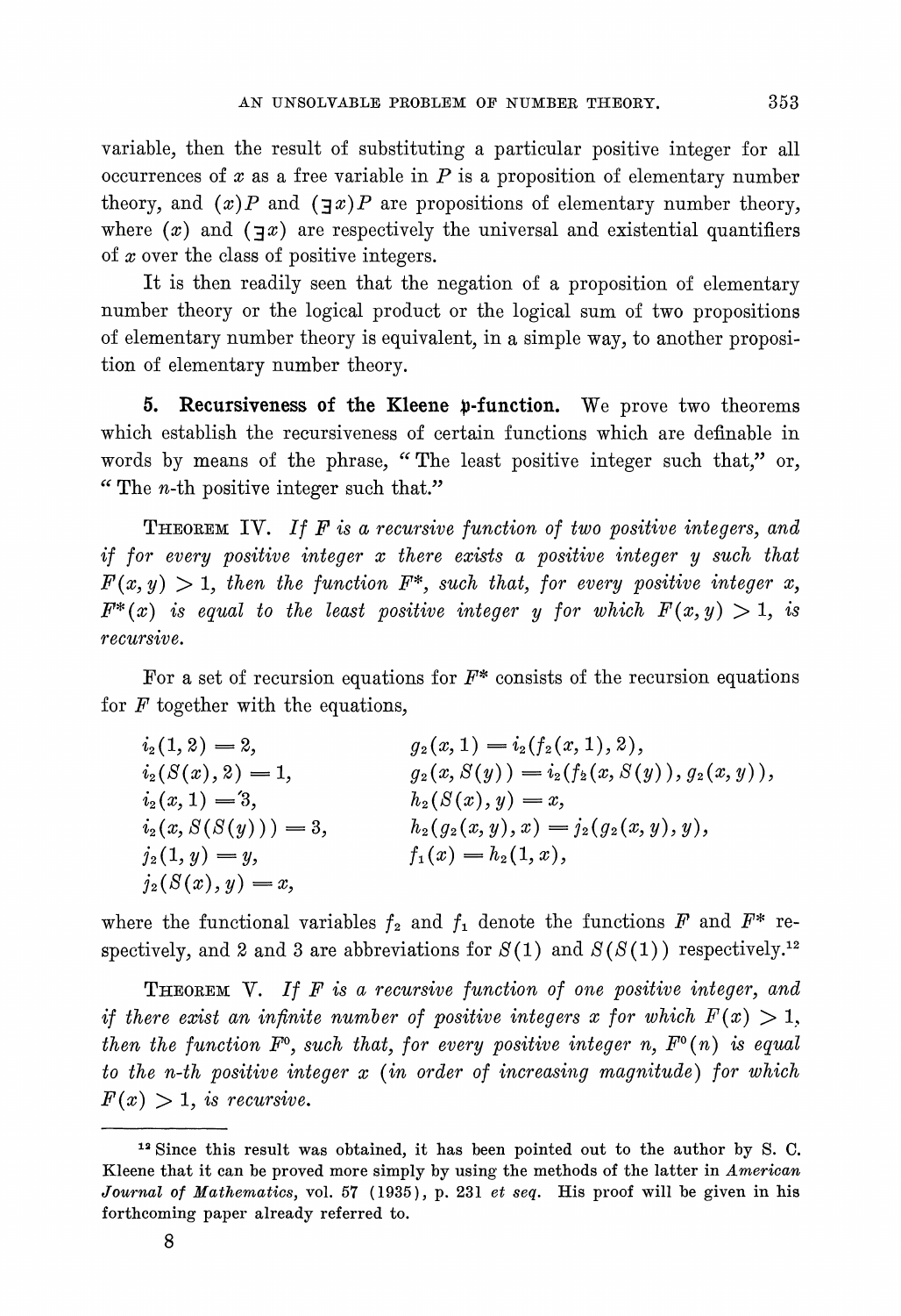variable, then the result of substituting a particular positive integer for all occurrences of $x$ as a free variable in $P$ is a proposition of elementary number theory, and $(x)P$ and $(\exists x)P$ are propositions of elementary number theory, where $(x)$ and $(\exists x)$ are respectively the universal and existential quantifiers of $x$ over the class of positive integers.

It is then readily seen that the negation of a proposition of elementary number theory or the logical product or the logical sum of two propositions of elementary number theory is equivalent, in a simple way, to another proposition of elementary number theory.

**5. Recursiveness of the Kleene $\mathfrak{p}$-function.** We prove two theorems which establish the recursiveness of certain functions which are definable in words by means of the phrase, "The least positive integer such that," or, "The $n$-th positive integer such that."

THEOREM IV. *If $F$ is a recursive function of two positive integers, and if for every positive integer $x$ there exists a positive integer $y$ such that $F(x,y) > 1$, then the function $F^*$, such that, for every positive integer $x$, $F^*(x)$ is equal to the least positive integer $y$ for which $F(x,y) > 1$, is recursive.*

For a set of recursion equations for $F^*$ consists of the recursion equations for $F$ together with the equations,

$$
\begin{aligned}
&i_2(1,2) = 2, && g_2(x,1) = i_2(f_2(x,1),2),\\
&i_2(S(x),2) = 1, && g_2(x,S(y)) = i_2(f_2(x,S(y)),g_2(x,y)),\\
&i_2(x,1) = 3, && h_2(S(x),y) = x,\\
&i_2(x,S(S(y))) = 3, && h_2(g_2(x,y),x) = j_2(g_2(x,y),y),\\
&j_2(1,y) = y, && f_1(x) = h_2(1,x),\\
&j_2(S(x),y) = x,
\end{aligned}
$$

where the functional variables $f_2$ and $f_1$ denote the functions $F$ and $F^*$ respectively, and 2 and 3 are abbreviations for $S(1)$ and $S(S(1))$ respectively.[12]

THEOREM V. *If $F$ is a recursive function of one positive integer, and if there exist an infinite number of positive integers $x$ for which $F(x) > 1$, then the function $F^0$, such that, for every positive integer $n$, $F^0(n)$ is equal to the $n$-th positive integer $x$ (in order of increasing magnitude) for which $F(x) > 1$, is recursive.*

---

[12] Since this result was obtained, it has been pointed out to the author by S. C. Kleene that it can be proved more simply by using the methods of the latter in *American Journal of Mathematics*, vol. 57 (1935), p. 231 *et seq.* His proof will be given in his forthcoming paper already referred to.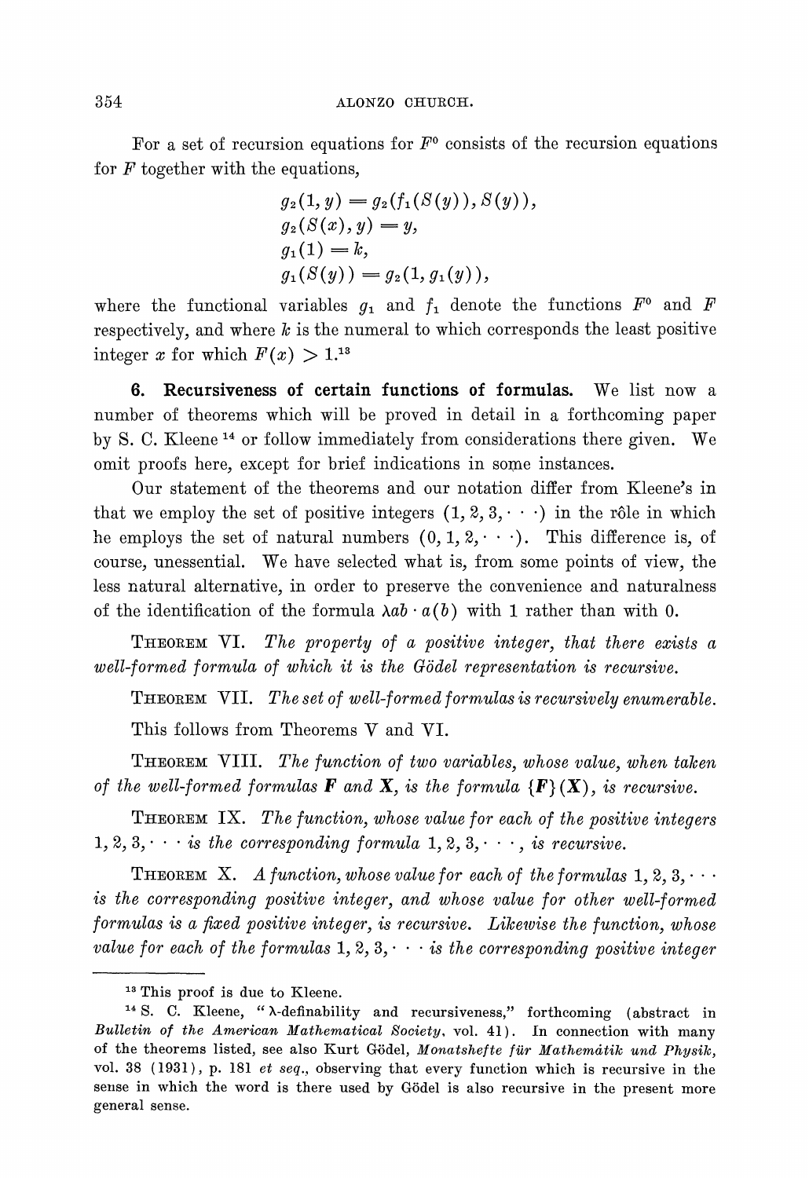For a set of recursion equations for $F^0$ consists of the recursion equations for $F$ together with the equations,

$$
\begin{aligned}
g_2(1, y) &= g_2(f_1(S(y)), S(y)), \\
g_2(S(x), y) &= y, \\
g_1(1) &= k, \\
g_1(S(y)) &= g_2(1, g_1(y)),
\end{aligned}
$$

where the functional variables $g_1$ and $f_1$ denote the functions $F^0$ and $F$ respectively, and where $k$ is the numeral to which corresponds the least positive integer $x$ for which $F(x) > 1$.[13]

**6. Recursiveness of certain functions of formulas.** We list now a number of theorems which will be proved in detail in a forthcoming paper by S. C. Kleene[14] or follow immediately from considerations there given. We omit proofs here, except for brief indications in some instances.

Our statement of the theorems and our notation differ from Kleene's in that we employ the set of positive integers $(1, 2, 3, \cdots)$ in the rôle in which he employs the set of natural numbers $(0, 1, 2, \cdots)$. This difference is, of course, unessential. We have selected what is, from some points of view, the less natural alternative, in order to preserve the convenience and naturalness of the identification of the formula $\lambda ab \cdot a(b)$ with 1 rather than with 0.

THEOREM VI. *The property of a positive integer, that there exists a well-formed formula of which it is the Gödel representation is recursive.*

THEOREM VII. *The set of well-formed formulas is recursively enumerable.*

This follows from Theorems V and VI.

THEOREM VIII. *The function of two variables, whose value, when taken of the well-formed formulas* **F** *and* **X**, *is the formula* $\{\mathbf{F}\}(\mathbf{X})$, *is recursive.*

THEOREM IX. *The function, whose value for each of the positive integers* $1, 2, 3, \cdots$ *is the corresponding formula* $1, 2, 3, \cdots$, *is recursive.*

THEOREM X. *A function, whose value for each of the formulas* $1, 2, 3, \cdots$ *is the corresponding positive integer, and whose value for other well-formed formulas is a fixed positive integer, is recursive. Likewise the function, whose value for each of the formulas* $1, 2, 3, \cdots$ *is the corresponding positive integer*

---

[13] This proof is due to Kleene.

[14] S. C. Kleene, "λ-definability and recursiveness," forthcoming (abstract in *Bulletin of the American Mathematical Society*, vol. 41). In connection with many of the theorems listed, see also Kurt Gödel, *Monatshefte für Mathematik und Physik*, vol. 38 (1931), p. 181 *et seq.*, observing that every function which is recursive in the sense in which the word is there used by Gödel is also recursive in the present more general sense.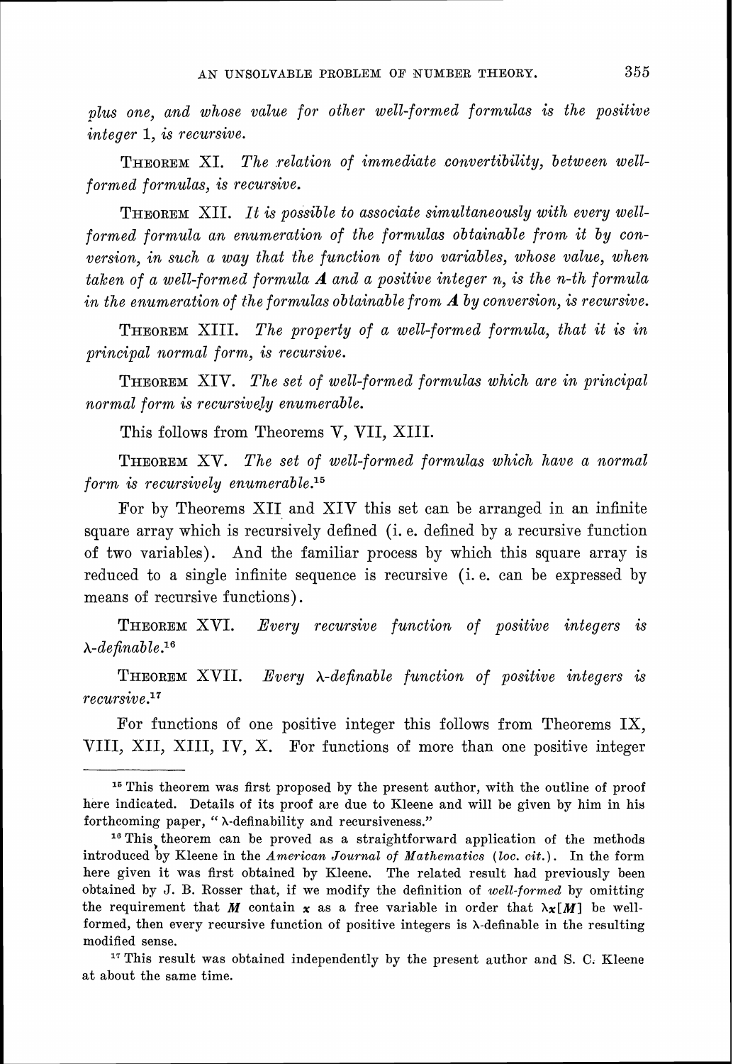*plus one, and whose value for other well-formed formulas is the positive integer* 1, *is recursive.*

THEOREM XI. *The relation of immediate convertibility, between well-formed formulas, is recursive.*

THEOREM XII. *It is possible to associate simultaneously with every well-formed formula an enumeration of the formulas obtainable from it by conversion, in such a way that the function of two variables, whose value, when taken of a well-formed formula* $\boldsymbol{A}$ *and a positive integer* $n$, *is the* $n$-*th formula in the enumeration of the formulas obtainable from* $\boldsymbol{A}$ *by conversion, is recursive.*

THEOREM XIII. *The property of a well-formed formula, that it is in principal normal form, is recursive.*

THEOREM XIV. *The set of well-formed formulas which are in principal normal form is recursively enumerable.*

This follows from Theorems V, VII, XIII.

THEOREM XV. *The set of well-formed formulas which have a normal form is recursively enumerable.*[15]

For by Theorems XII and XIV this set can be arranged in an infinite square array which is recursively defined (i. e. defined by a recursive function of two variables). And the familiar process by which this square array is reduced to a single infinite sequence is recursive (i. e. can be expressed by means of recursive functions).

THEOREM XVI. *Every recursive function of positive integers is* $\lambda$-*definable.*[16]

THEOREM XVII. *Every* $\lambda$-*definable function of positive integers is recursive.*[17]

For functions of one positive integer this follows from Theorems IX, VIII, XII, XIII, IV, X. For functions of more than one positive integer

---

[15] This theorem was first proposed by the present author, with the outline of proof here indicated. Details of its proof are due to Kleene and will be given by him in his forthcoming paper, "$\lambda$-definability and recursiveness."

[16] This theorem can be proved as a straightforward application of the methods introduced by Kleene in the *American Journal of Mathematics* (*loc. cit.*). In the form here given it was first obtained by Kleene. The related result had previously been obtained by J. B. Rosser that, if we modify the definition of *well-formed* by omitting the requirement that $\boldsymbol{M}$ contain $\boldsymbol{x}$ as a free variable in order that $\lambda\boldsymbol{x}[\boldsymbol{M}]$ be well-formed, then every recursive function of positive integers is $\lambda$-definable in the resulting modified sense.

[17] This result was obtained independently by the present author and S. C. Kleene at about the same time.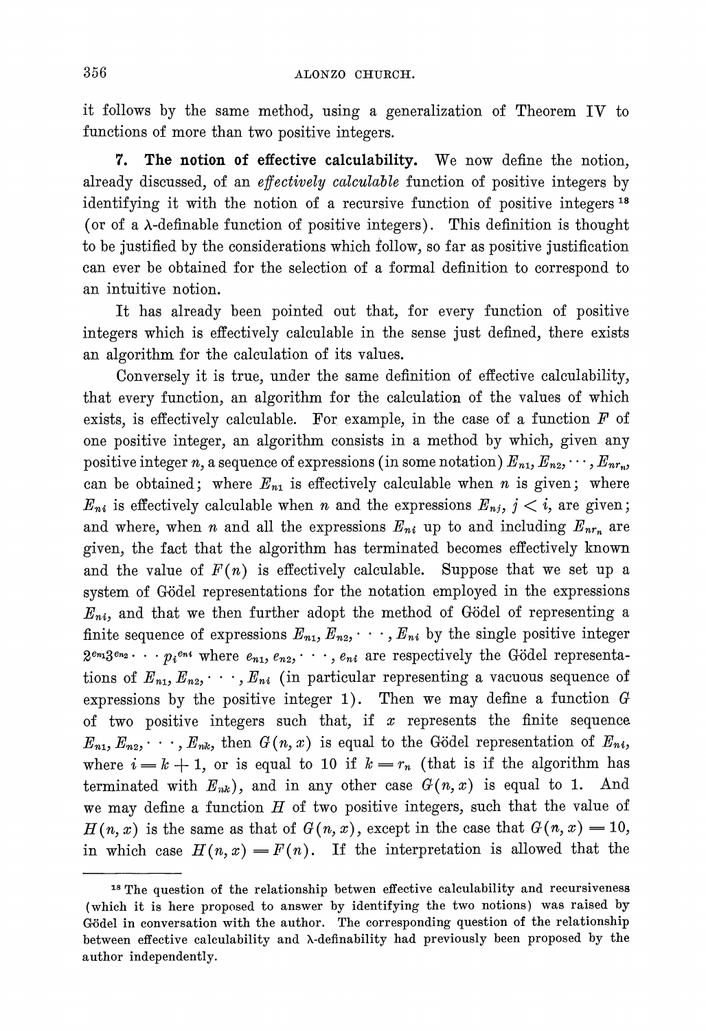it follows by the same method, using a generalization of Theorem IV to functions of more than two positive integers.

**7. The notion of effective calculability.** We now define the notion, already discussed, of an *effectively calculable* function of positive integers by identifying it with the notion of a recursive function of positive integers [18] (or of a $\lambda$-definable function of positive integers). This definition is thought to be justified by the considerations which follow, so far as positive justification can ever be obtained for the selection of a formal definition to correspond to an intuitive notion.

It has already been pointed out that, for every function of positive integers which is effectively calculable in the sense just defined, there exists an algorithm for the calculation of its values.

Conversely it is true, under the same definition of effective calculability, that every function, an algorithm for the calculation of the values of which exists, is effectively calculable. For example, in the case of a function $F$ of one positive integer, an algorithm consists in a method by which, given any positive integer $n$, a sequence of expressions (in some notation) $E_{n1}, E_{n2}, \cdots, E_{nr_n}$ can be obtained; where $E_{n1}$ is effectively calculable when $n$ is given; where $E_{ni}$ is effectively calculable when $n$ and the expressions $E_{nj}$, $j < i$, are given; and where, when $n$ and all the expressions $E_{ni}$ up to and including $E_{nr_n}$ are given, the fact that the algorithm has terminated becomes effectively known and the value of $F(n)$ is effectively calculable. Suppose that we set up a system of Gödel representations for the notation employed in the expressions $E_{ni}$, and that we then further adopt the method of Gödel of representing a finite sequence of expressions $E_{n1}, E_{n2}, \cdots, E_{ni}$ by the single positive integer $2^{e_{n1}}3^{e_{n2}} \cdots p_i^{e_{ni}}$ where $e_{n1}, e_{n2}, \cdots, e_{ni}$ are respectively the Gödel representations of $E_{n1}, E_{n2}, \cdots, E_{ni}$ (in particular representing a vacuous sequence of expressions by the positive integer 1). Then we may define a function $G$ of two positive integers such that, if $x$ represents the finite sequence $E_{n1}, E_{n2}, \cdots, E_{nk}$, then $G(n, x)$ is equal to the Gödel representation of $E_{ni}$, where $i = k + 1$, or is equal to 10 if $k = r_n$ (that is if the algorithm has terminated with $E_{nk}$), and in any other case $G(n, x)$ is equal to 1. And we may define a function $H$ of two positive integers, such that the value of $H(n, x)$ is the same as that of $G(n, x)$, except in the case that $G(n, x) = 10$, in which case $H(n, x) = F(n)$. If the interpretation is allowed that the

---

[18] The question of the relationship betwen effective calculability and recursiveness (which it is here proposed to answer by identifying the two notions) was raised by Gödel in conversation with the author. The corresponding question of the relationship between effective calculability and $\lambda$-definability had previously been proposed by the author independently.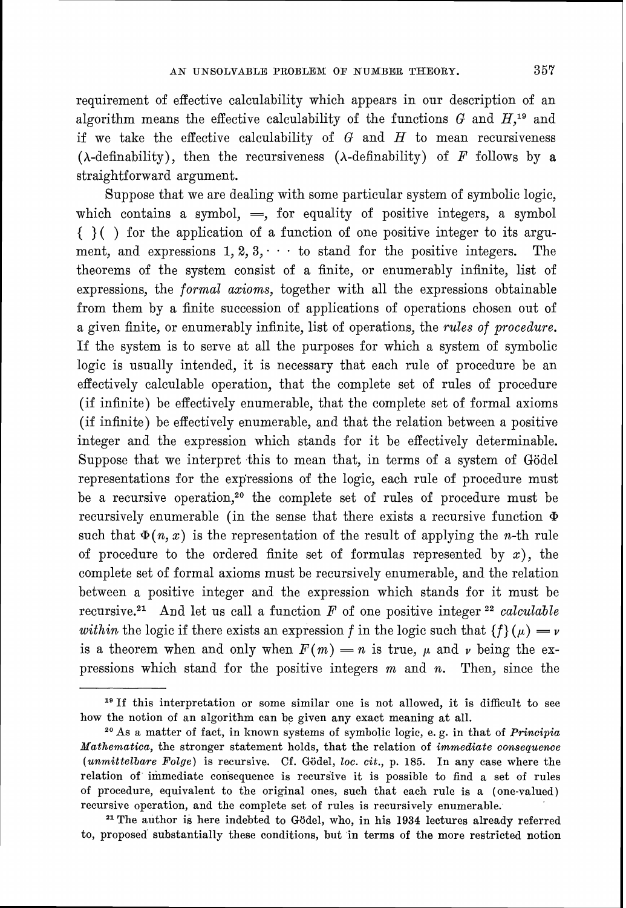requirement of effective calculability which appears in our description of an algorithm means the effective calculability of the functions $G$ and $H$,[19] and if we take the effective calculability of $G$ and $H$ to mean recursiveness ($\lambda$-definability), then the recursiveness ($\lambda$-definability) of $F$ follows by a straightforward argument.

Suppose that we are dealing with some particular system of symbolic logic, which contains a symbol, $=$, for equality of positive integers, a symbol $\{ \}( )$ for the application of a function of one positive integer to its argument, and expressions $1, 2, 3, \cdots$ to stand for the positive integers. The theorems of the system consist of a finite, or enumerably infinite, list of expressions, the *formal axioms*, together with all the expressions obtainable from them by a finite succession of applications of operations chosen out of a given finite, or enumerably infinite, list of operations, the *rules of procedure*. If the system is to serve at all the purposes for which a system of symbolic logic is usually intended, it is necessary that each rule of procedure be an effectively calculable operation, that the complete set of rules of procedure (if infinite) be effectively enumerable, that the complete set of formal axioms (if infinite) be effectively enumerable, and that the relation between a positive integer and the expression which stands for it be effectively determinable. Suppose that we interpret this to mean that, in terms of a system of Gödel representations for the expressions of the logic, each rule of procedure must be a recursive operation,[20] the complete set of rules of procedure must be recursively enumerable (in the sense that there exists a recursive function $\Phi$ such that $\Phi(n, x)$ is the representation of the result of applying the $n$-th rule of procedure to the ordered finite set of formulas represented by $x$), the complete set of formal axioms must be recursively enumerable, and the relation between a positive integer and the expression which stands for it must be recursive.[21] And let us call a function $F$ of one positive integer[22] *calculable within* the logic if there exists an expression $f$ in the logic such that $\{f\}(\mu) = \nu$ is a theorem when and only when $F(m) = n$ is true, $\mu$ and $\nu$ being the expressions which stand for the positive integers $m$ and $n$. Then, since the

---

[19] If this interpretation or some similar one is not allowed, it is difficult to see how the notion of an algorithm can be given any exact meaning at all.

[20] As a matter of fact, in known systems of symbolic logic, e. g. in that of *Principia Mathematica*, the stronger statement holds, that the relation of *immediate consequence* (*unmittelbare Folge*) is recursive. Cf. Gödel, *loc. cit.*, p. 185. In any case where the relation of immediate consequence is recursive it is possible to find a set of rules of procedure, equivalent to the original ones, such that each rule is a (one-valued) recursive operation, and the complete set of rules is recursively enumerable.

[21] The author is here indebted to Gödel, who, in his 1934 lectures already referred to, proposed substantially these conditions, but in terms of the more restricted notion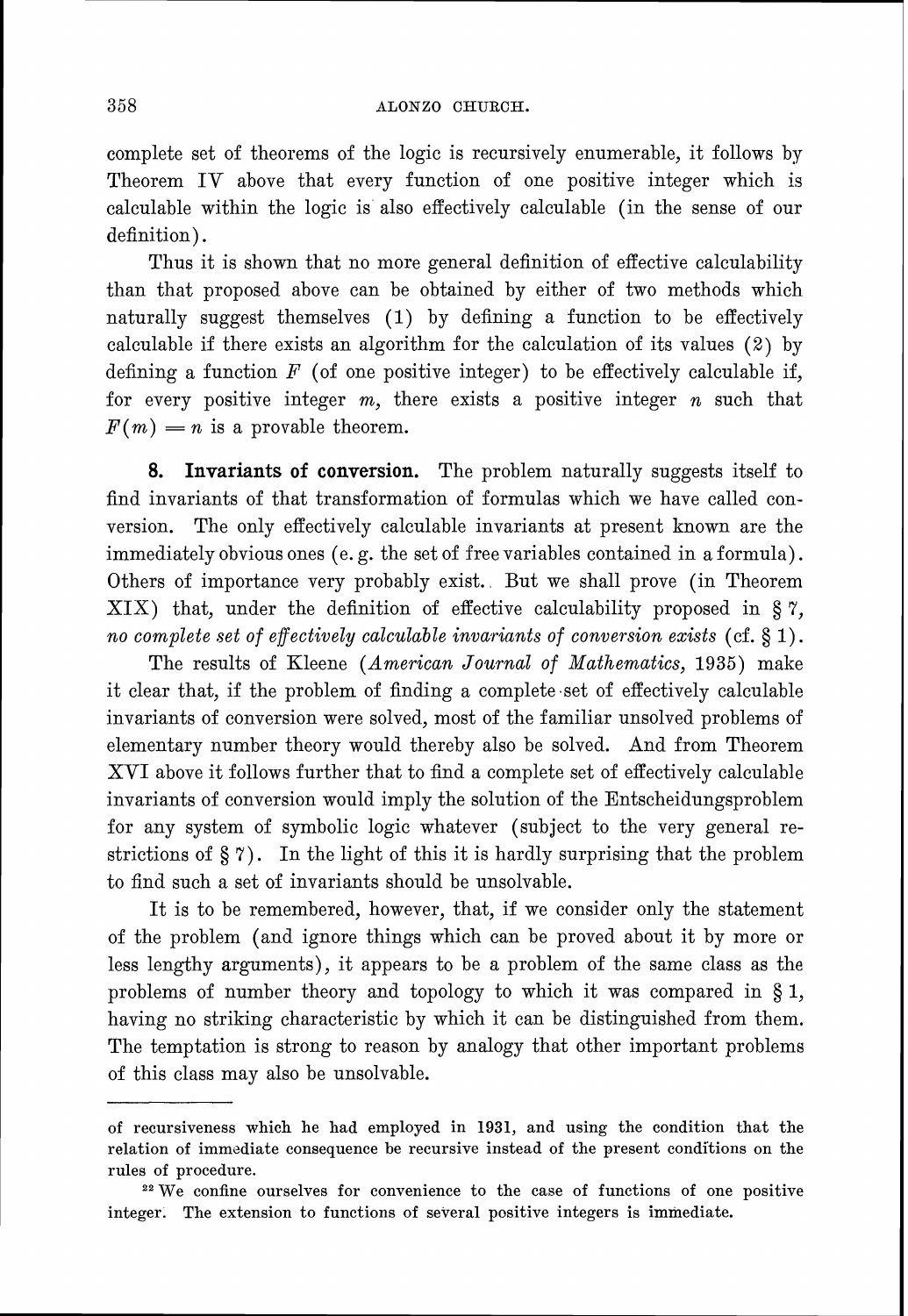complete set of theorems of the logic is recursively enumerable, it follows by Theorem IV above that every function of one positive integer which is calculable within the logic is also effectively calculable (in the sense of our definition).

Thus it is shown that no more general definition of effective calculability than that proposed above can be obtained by either of two methods which naturally suggest themselves (1) by defining a function to be effectively calculable if there exists an algorithm for the calculation of its values (2) by defining a function $F$ (of one positive integer) to be effectively calculable if, for every positive integer $m$, there exists a positive integer $n$ such that $F(m) = n$ is a provable theorem.

**8. Invariants of conversion.** The problem naturally suggests itself to find invariants of that transformation of formulas which we have called conversion. The only effectively calculable invariants at present known are the immediately obvious ones (e. g. the set of free variables contained in a formula). Others of importance very probably exist. But we shall prove (in Theorem XIX) that, under the definition of effective calculability proposed in § 7, *no complete set of effectively calculable invariants of conversion exists* (cf. § 1).

The results of Kleene (*American Journal of Mathematics,* 1935) make it clear that, if the problem of finding a complete set of effectively calculable invariants of conversion were solved, most of the familiar unsolved problems of elementary number theory would thereby also be solved. And from Theorem XVI above it follows further that to find a complete set of effectively calculable invariants of conversion would imply the solution of the Entscheidungsproblem for any system of symbolic logic whatever (subject to the very general restrictions of § 7). In the light of this it is hardly surprising that the problem to find such a set of invariants should be unsolvable.

It is to be remembered, however, that, if we consider only the statement of the problem (and ignore things which can be proved about it by more or less lengthy arguments), it appears to be a problem of the same class as the problems of number theory and topology to which it was compared in § 1, having no striking characteristic by which it can be distinguished from them. The temptation is strong to reason by analogy that other important problems of this class may also be unsolvable.

---

of recursiveness which he had employed in 1931, and using the condition that the relation of immediate consequence be recursive instead of the present conditions on the rules of procedure.

[22] We confine ourselves for convenience to the case of functions of one positive integer. The extension to functions of several positive integers is immediate.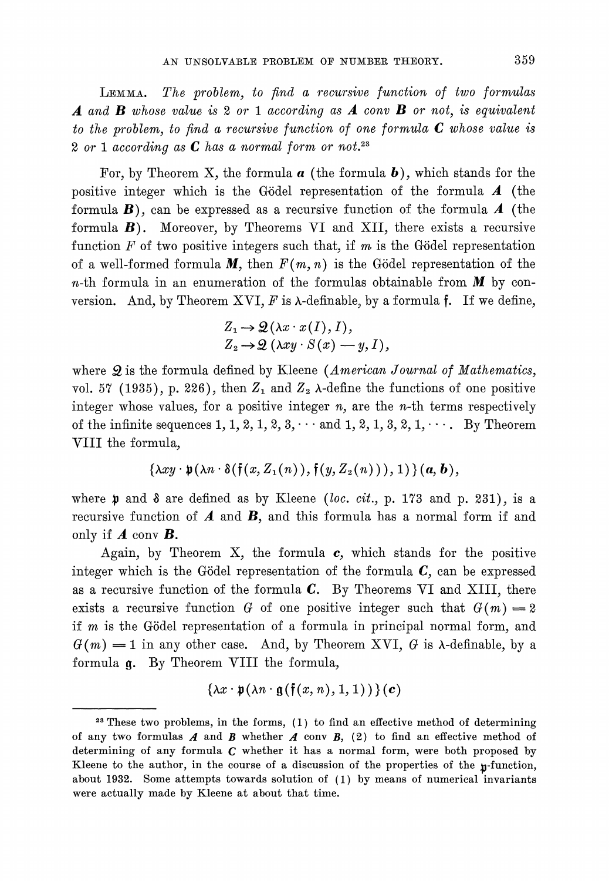**Lemma.** *The problem, to find a recursive function of two formulas* $\boldsymbol{A}$ *and* $\boldsymbol{B}$ *whose value is 2 or 1 according as* $\boldsymbol{A}$ *conv* $\boldsymbol{B}$ *or not, is equivalent to the problem, to find a recursive function of one formula* $\boldsymbol{C}$ *whose value is 2 or 1 according as* $\boldsymbol{C}$ *has a normal form or not.*[23]

For, by Theorem X, the formula $\boldsymbol{a}$ (the formula $\boldsymbol{b}$), which stands for the positive integer which is the Gödel representation of the formula $\boldsymbol{A}$ (the formula $\boldsymbol{B}$), can be expressed as a recursive function of the formula $\boldsymbol{A}$ (the formula $\boldsymbol{B}$). Moreover, by Theorems VI and XII, there exists a recursive function $F$ of two positive integers such that, if $m$ is the Gödel representation of a well-formed formula $\boldsymbol{M}$, then $F(m, n)$ is the Gödel representation of the $n$-th formula in an enumeration of the formulas obtainable from $\boldsymbol{M}$ by conversion. And, by Theorem XVI, $F$ is λ-definable, by a formula $\mathfrak{f}$. If we define,

$$Z_1 \rightarrow \mathfrak{Q}(\lambda x \cdot x(I), I),$$
$$Z_2 \rightarrow \mathfrak{Q}\,(\lambda xy \cdot S(x) - y, I),$$

where $\mathfrak{Q}$ is the formula defined by Kleene (*American Journal of Mathematics*, vol. 57 (1935), p. 226), then $Z_1$ and $Z_2$ λ-define the functions of one positive integer whose values, for a positive integer $n$, are the $n$-th terms respectively of the infinite sequences $1, 1, 2, 1, 2, 3, \cdots$ and $1, 2, 1, 3, 2, 1, \cdots$. By Theorem VIII the formula,

$$\{\lambda xy \cdot \mathfrak{p}(\lambda n \cdot \delta(\mathfrak{f}(x, Z_1(n)), \mathfrak{f}(y, Z_2(n))), 1)\}(\boldsymbol{a}, \boldsymbol{b}),$$

where $\mathfrak{p}$ and $\delta$ are defined as by Kleene (*loc. cit.*, p. 173 and p. 231), is a recursive function of $\boldsymbol{A}$ and $\boldsymbol{B}$, and this formula has a normal form if and only if $\boldsymbol{A}$ conv $\boldsymbol{B}$.

Again, by Theorem X, the formula $\boldsymbol{c}$, which stands for the positive integer which is the Gödel representation of the formula $\boldsymbol{C}$, can be expressed as a recursive function of the formula $\boldsymbol{C}$. By Theorems VI and XIII, there exists a recursive function $G$ of one positive integer such that $G(m) = 2$ if $m$ is the Gödel representation of a formula in principal normal form, and $G(m) = 1$ in any other case. And, by Theorem XVI, $G$ is λ-definable, by a formula $\mathfrak{g}$. By Theorem VIII the formula,

$$\{\lambda x \cdot \mathfrak{p}(\lambda n \cdot \mathfrak{g}(\mathfrak{f}(x, n), 1, 1))\}(\boldsymbol{c})$$

---

[23] These two problems, in the forms, (1) to find an effective method of determining of any two formulas $\boldsymbol{A}$ and $\boldsymbol{B}$ whether $\boldsymbol{A}$ conv $\boldsymbol{B}$, (2) to find an effective method of determining of any formula $\boldsymbol{C}$ whether it has a normal form, were both proposed by Kleene to the author, in the course of a discussion of the properties of the $\mathfrak{p}$-function, about 1932. Some attempts towards solution of (1) by means of numerical invariants were actually made by Kleene at about that time.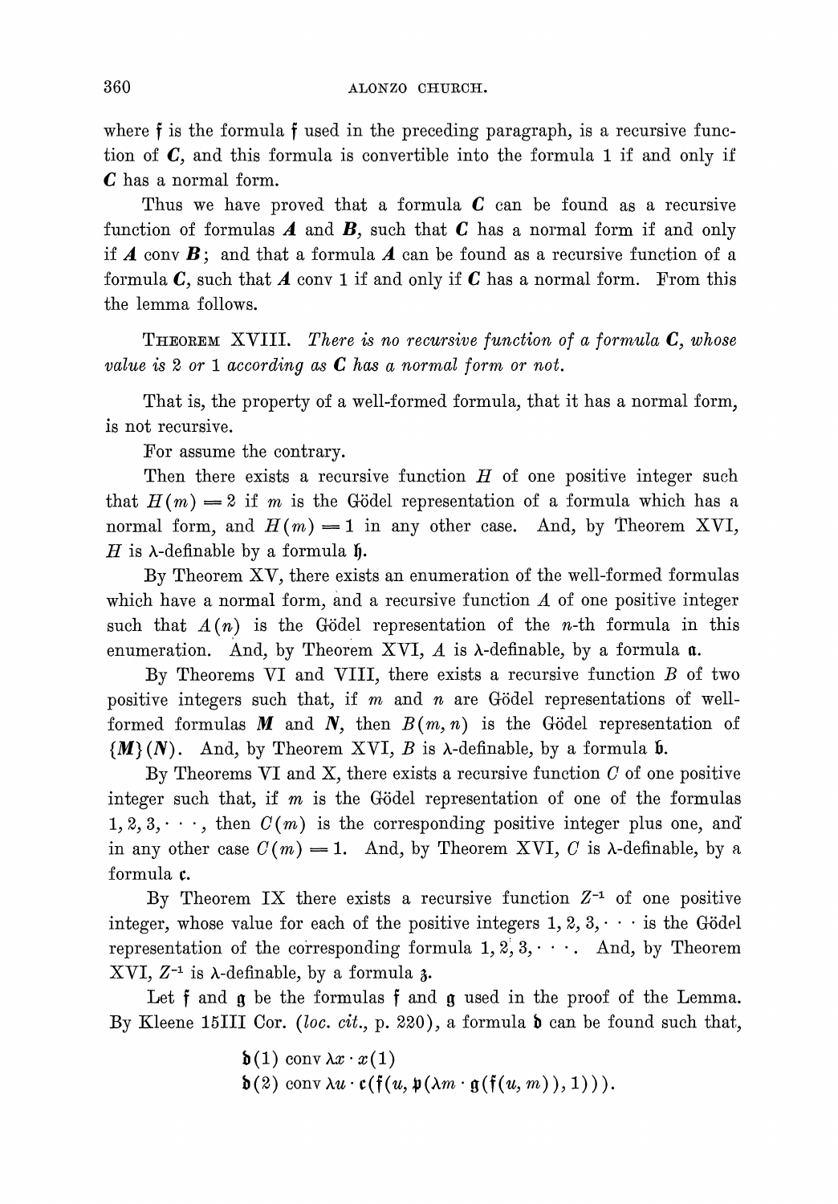where $\mathfrak{f}$ is the formula $\mathfrak{f}$ used in the preceding paragraph, is a recursive function of $\boldsymbol{C}$, and this formula is convertible into the formula 1 if and only if $\boldsymbol{C}$ has a normal form.

Thus we have proved that a formula $\boldsymbol{C}$ can be found as a recursive function of formulas $\boldsymbol{A}$ and $\boldsymbol{B}$, such that $\boldsymbol{C}$ has a normal form if and only if $\boldsymbol{A}$ conv $\boldsymbol{B}$; and that a formula $\boldsymbol{A}$ can be found as a recursive function of a formula $\boldsymbol{C}$, such that $\boldsymbol{A}$ conv 1 if and only if $\boldsymbol{C}$ has a normal form. From this the lemma follows.

THEOREM XVIII. *There is no recursive function of a formula $\boldsymbol{C}$, whose value is 2 or 1 according as $\boldsymbol{C}$ has a normal form or not.*

That is, the property of a well-formed formula, that it has a normal form, is not recursive.

For assume the contrary.

Then there exists a recursive function $H$ of one positive integer such that $H(m) = 2$ if $m$ is the Gödel representation of a formula which has a normal form, and $H(m) = 1$ in any other case. And, by Theorem XVI, $H$ is $\lambda$-definable by a formula $\mathfrak{h}$.

By Theorem XV, there exists an enumeration of the well-formed formulas which have a normal form, and a recursive function $A$ of one positive integer such that $A(n)$ is the Gödel representation of the $n$-th formula in this enumeration. And, by Theorem XVI, $A$ is $\lambda$-definable, by a formula $\mathfrak{a}$.

By Theorems VI and VIII, there exists a recursive function $B$ of two positive integers such that, if $m$ and $n$ are Gödel representations of well-formed formulas $\boldsymbol{M}$ and $\boldsymbol{N}$, then $B(m, n)$ is the Gödel representation of $\{\boldsymbol{M}\}(\boldsymbol{N})$. And, by Theorem XVI, $B$ is $\lambda$-definable, by a formula $\mathfrak{b}$.

By Theorems VI and X, there exists a recursive function $C$ of one positive integer such that, if $m$ is the Gödel representation of one of the formulas $1, 2, 3, \cdots$, then $C(m)$ is the corresponding positive integer plus one, and in any other case $C(m) = 1$. And, by Theorem XVI, $C$ is $\lambda$-definable, by a formula $\mathfrak{c}$.

By Theorem IX there exists a recursive function $Z^{-1}$ of one positive integer, whose value for each of the positive integers $1, 2, 3, \cdots$ is the Gödel representation of the corresponding formula $1, 2, 3, \cdots$. And, by Theorem XVI, $Z^{-1}$ is $\lambda$-definable, by a formula $\mathfrak{z}$.

Let $\mathfrak{f}$ and $\mathfrak{g}$ be the formulas $\mathfrak{f}$ and $\mathfrak{g}$ used in the proof of the Lemma. By Kleene 15III Cor. (*loc. cit.*, p. 220), a formula $\mathfrak{d}$ can be found such that,

$$\mathfrak{d}(1) \text{ conv } \lambda x \cdot x(1)$$
$$\mathfrak{d}(2) \text{ conv } \lambda u \cdot \mathfrak{c}(\mathfrak{f}(u, \mathfrak{p}(\lambda m \cdot \mathfrak{g}(\mathfrak{f}(u, m)), 1))).$$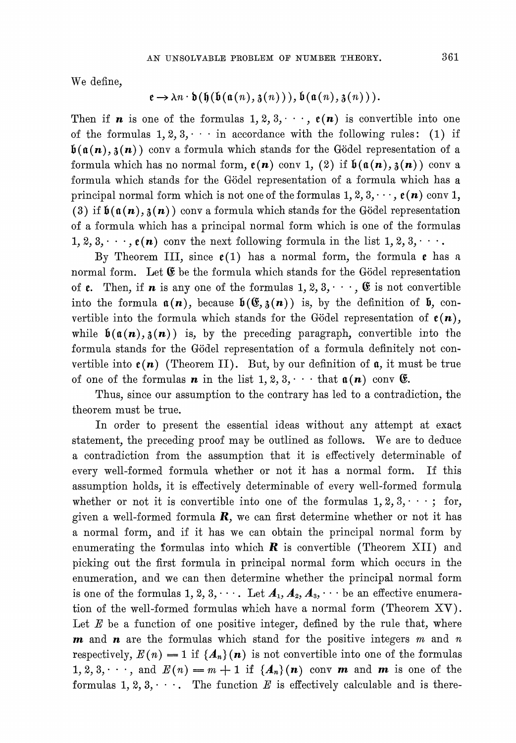We define,

$$\mathfrak{e} \rightarrow \lambda n \cdot \mathfrak{d}(\mathfrak{h}(\mathfrak{b}(\mathfrak{a}(n), \mathfrak{z}(n))), \mathfrak{b}(\mathfrak{a}(n), \mathfrak{z}(n))).$$

Then if $\boldsymbol{n}$ is one of the formulas $1, 2, 3, \cdots$, $\mathfrak{e}(\boldsymbol{n})$ is convertible into one of the formulas $1, 2, 3, \cdots$ in accordance with the following rules: (1) if $\mathfrak{b}(\mathfrak{a}(\boldsymbol{n}), \mathfrak{z}(\boldsymbol{n}))$ conv a formula which stands for the Gödel representation of a formula which has no normal form, $\mathfrak{e}(\boldsymbol{n})$ conv 1, (2) if $\mathfrak{b}(\mathfrak{a}(\boldsymbol{n}), \mathfrak{z}(\boldsymbol{n}))$ conv a formula which stands for the Gödel representation of a formula which has a principal normal form which is not one of the formulas $1, 2, 3, \cdots$, $\mathfrak{e}(\boldsymbol{n})$ conv 1, (3) if $\mathfrak{b}(\mathfrak{a}(\boldsymbol{n}), \mathfrak{z}(\boldsymbol{n}))$ conv a formula which stands for the Gödel representation of a formula which has a principal normal form which is one of the formulas $1, 2, 3, \cdots$, $\mathfrak{e}(\boldsymbol{n})$ conv the next following formula in the list $1, 2, 3, \cdots$.

By Theorem III, since $\mathfrak{e}(1)$ has a normal form, the formula $\mathfrak{e}$ has a normal form. Let $\mathfrak{E}$ be the formula which stands for the Gödel representation of $\mathfrak{e}$. Then, if $\boldsymbol{n}$ is any one of the formulas $1, 2, 3, \cdots$, $\mathfrak{E}$ is not convertible into the formula $\mathfrak{a}(\boldsymbol{n})$, because $\mathfrak{b}(\mathfrak{E}, \mathfrak{z}(\boldsymbol{n}))$ is, by the definition of $\mathfrak{b}$, convertible into the formula which stands for the Gödel representation of $\mathfrak{e}(\boldsymbol{n})$, while $\mathfrak{b}(\mathfrak{a}(\boldsymbol{n}), \mathfrak{z}(\boldsymbol{n}))$ is, by the preceding paragraph, convertible into the formula stands for the Gödel representation of a formula definitely not convertible into $\mathfrak{e}(\boldsymbol{n})$ (Theorem II). But, by our definition of $\mathfrak{a}$, it must be true of one of the formulas $\boldsymbol{n}$ in the list $1, 2, 3, \cdots$ that $\mathfrak{a}(\boldsymbol{n})$ conv $\mathfrak{E}$.

Thus, since our assumption to the contrary has led to a contradiction, the theorem must be true.

In order to present the essential ideas without any attempt at exact statement, the preceding proof may be outlined as follows. We are to deduce a contradiction from the assumption that it is effectively determinable of every well-formed formula whether or not it has a normal form. If this assumption holds, it is effectively determinable of every well-formed formula whether or not it is convertible into one of the formulas $1, 2, 3, \cdots$; for, given a well-formed formula $\boldsymbol{R}$, we can first determine whether or not it has a normal form, and if it has we can obtain the principal normal form by enumerating the formulas into which $\boldsymbol{R}$ is convertible (Theorem XII) and picking out the first formula in principal normal form which occurs in the enumeration, and we can then determine whether the principal normal form is one of the formulas $1, 2, 3, \cdots$. Let $\boldsymbol{A}_1, \boldsymbol{A}_2, \boldsymbol{A}_3, \cdots$ be an effective enumeration of the well-formed formulas which have a normal form (Theorem XV). Let $E$ be a function of one positive integer, defined by the rule that, where $\boldsymbol{m}$ and $\boldsymbol{n}$ are the formulas which stand for the positive integers $m$ and $n$ respectively, $E(n) = 1$ if $\{\boldsymbol{A}_n\}(\boldsymbol{n})$ is not convertible into one of the formulas $1, 2, 3, \cdots$, and $E(n) = m + 1$ if $\{\boldsymbol{A}_n\}(\boldsymbol{n})$ conv $\boldsymbol{m}$ and $\boldsymbol{m}$ is one of the formulas $1, 2, 3, \cdots$. The function $E$ is effectively calculable and is there-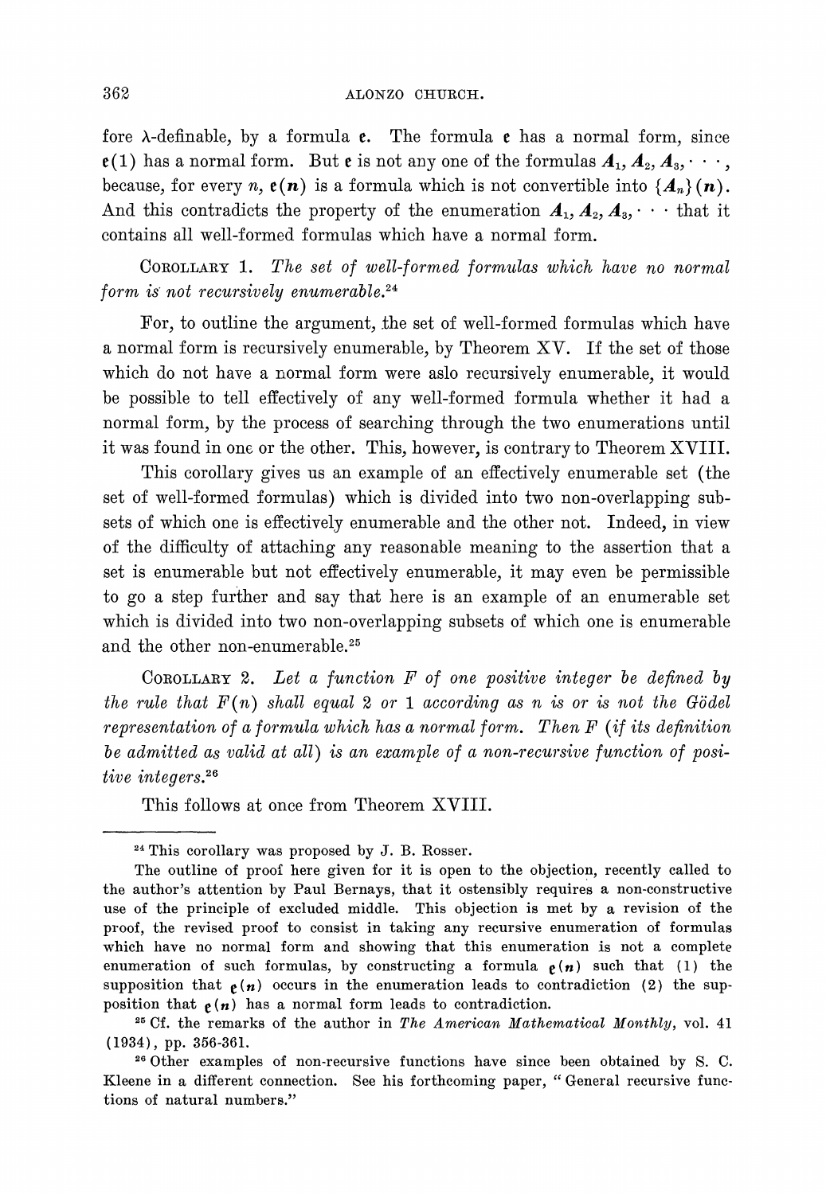fore λ-definable, by a formula $\mathfrak{e}$. The formula $\mathfrak{e}$ has a normal form, since $\mathfrak{e}(1)$ has a normal form. But $\mathfrak{e}$ is not any one of the formulas $\boldsymbol{A}_1, \boldsymbol{A}_2, \boldsymbol{A}_3, \cdots$, because, for every $n$, $\mathfrak{e}(\boldsymbol{n})$ is a formula which is not convertible into $\{\boldsymbol{A}_n\}(\boldsymbol{n})$. And this contradicts the property of the enumeration $\boldsymbol{A}_1, \boldsymbol{A}_2, \boldsymbol{A}_3, \cdots$ that it contains all well-formed formulas which have a normal form.

COROLLARY 1. *The set of well-formed formulas which have no normal form is not recursively enumerable.*[24]

For, to outline the argument, the set of well-formed formulas which have a normal form is recursively enumerable, by Theorem XV. If the set of those which do not have a normal form were aslo recursively enumerable, it would be possible to tell effectively of any well-formed formula whether it had a normal form, by the process of searching through the two enumerations until it was found in one or the other. This, however, is contrary to Theorem XVIII.

This corollary gives us an example of an effectively enumerable set (the set of well-formed formulas) which is divided into two non-overlapping subsets of which one is effectively enumerable and the other not. Indeed, in view of the difficulty of attaching any reasonable meaning to the assertion that a set is enumerable but not effectively enumerable, it may even be permissible to go a step further and say that here is an example of an enumerable set which is divided into two non-overlapping subsets of which one is enumerable and the other non-enumerable.[25]

COROLLARY 2. *Let a function $F$ of one positive integer be defined by the rule that $F(n)$ shall equal 2 or 1 according as $n$ is or is not the Gödel representation of a formula which has a normal form. Then $F$ (if its definition be admitted as valid at all) is an example of a non-recursive function of positive integers.*[26]

This follows at once from Theorem XVIII.

---

[24] This corollary was proposed by J. B. Rosser.

The outline of proof here given for it is open to the objection, recently called to the author's attention by Paul Bernays, that it ostensibly requires a non-constructive use of the principle of excluded middle. This objection is met by a revision of the proof, the revised proof to consist in taking any recursive enumeration of formulas which have no normal form and showing that this enumeration is not a complete enumeration of such formulas, by constructing a formula $\mathfrak{e}(\boldsymbol{n})$ such that (1) the supposition that $\mathfrak{e}(\boldsymbol{n})$ occurs in the enumeration leads to contradiction (2) the supposition that $\mathfrak{e}(\boldsymbol{n})$ has a normal form leads to contradiction.

[25] Cf. the remarks of the author in *The American Mathematical Monthly*, vol. 41 (1934), pp. 356-361.

[26] Other examples of non-recursive functions have since been obtained by S. C. Kleene in a different connection. See his forthcoming paper, "General recursive functions of natural numbers."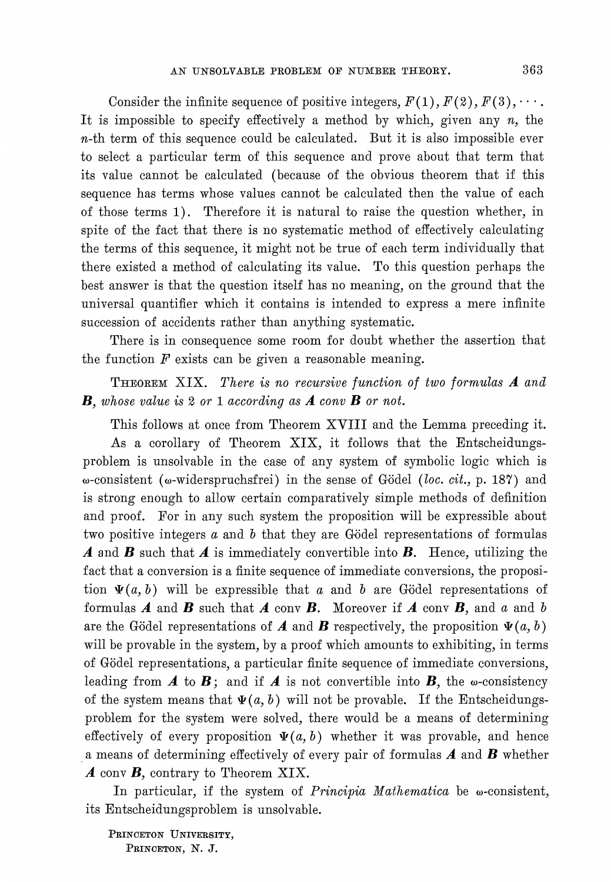Consider the infinite sequence of positive integers, $F(1), F(2), F(3), \cdots$. It is impossible to specify effectively a method by which, given any $n$, the $n$-th term of this sequence could be calculated. But it is also impossible ever to select a particular term of this sequence and prove about that term that its value cannot be calculated (because of the obvious theorem that if this sequence has terms whose values cannot be calculated then the value of each of those terms 1). Therefore it is natural to raise the question whether, in spite of the fact that there is no systematic method of effectively calculating the terms of this sequence, it might not be true of each term individually that there existed a method of calculating its value. To this question perhaps the best answer is that the question itself has no meaning, on the ground that the universal quantifier which it contains is intended to express a mere infinite succession of accidents rather than anything systematic.

There is in consequence some room for doubt whether the assertion that the function $F$ exists can be given a reasonable meaning.

THEOREM XIX. *There is no recursive function of two formulas* $\boldsymbol{A}$ *and* $\boldsymbol{B}$, *whose value is* 2 *or* 1 *according as* $\boldsymbol{A}$ *conv* $\boldsymbol{B}$ *or not.*

This follows at once from Theorem XVIII and the Lemma preceding it.

As a corollary of Theorem XIX, it follows that the Entscheidungsproblem is unsolvable in the case of any system of symbolic logic which is $\omega$-consistent ($\omega$-widerspruchsfrei) in the sense of Gödel (*loc. cit.*, p. 187) and is strong enough to allow certain comparatively simple methods of definition and proof. For in any such system the proposition will be expressible about two positive integers $a$ and $b$ that they are Gödel representations of formulas $\boldsymbol{A}$ and $\boldsymbol{B}$ such that $\boldsymbol{A}$ is immediately convertible into $\boldsymbol{B}$. Hence, utilizing the fact that a conversion is a finite sequence of immediate conversions, the proposition $\Psi(a, b)$ will be expressible that $a$ and $b$ are Gödel representations of formulas $\boldsymbol{A}$ and $\boldsymbol{B}$ such that $\boldsymbol{A}$ conv $\boldsymbol{B}$. Moreover if $\boldsymbol{A}$ conv $\boldsymbol{B}$, and $a$ and $b$ are the Gödel representations of $\boldsymbol{A}$ and $\boldsymbol{B}$ respectively, the proposition $\Psi(a, b)$ will be provable in the system, by a proof which amounts to exhibiting, in terms of Gödel representations, a particular finite sequence of immediate conversions, leading from $\boldsymbol{A}$ to $\boldsymbol{B}$; and if $\boldsymbol{A}$ is not convertible into $\boldsymbol{B}$, the $\omega$-consistency of the system means that $\Psi(a, b)$ will not be provable. If the Entscheidungsproblem for the system were solved, there would be a means of determining effectively of every proposition $\Psi(a, b)$ whether it was provable, and hence a means of determining effectively of every pair of formulas $\boldsymbol{A}$ and $\boldsymbol{B}$ whether $\boldsymbol{A}$ conv $\boldsymbol{B}$, contrary to Theorem XIX.

In particular, if the system of *Principia Mathematica* be $\omega$-consistent, its Entscheidungsproblem is unsolvable.

PRINCETON UNIVERSITY,
PRINCETON, N. J.